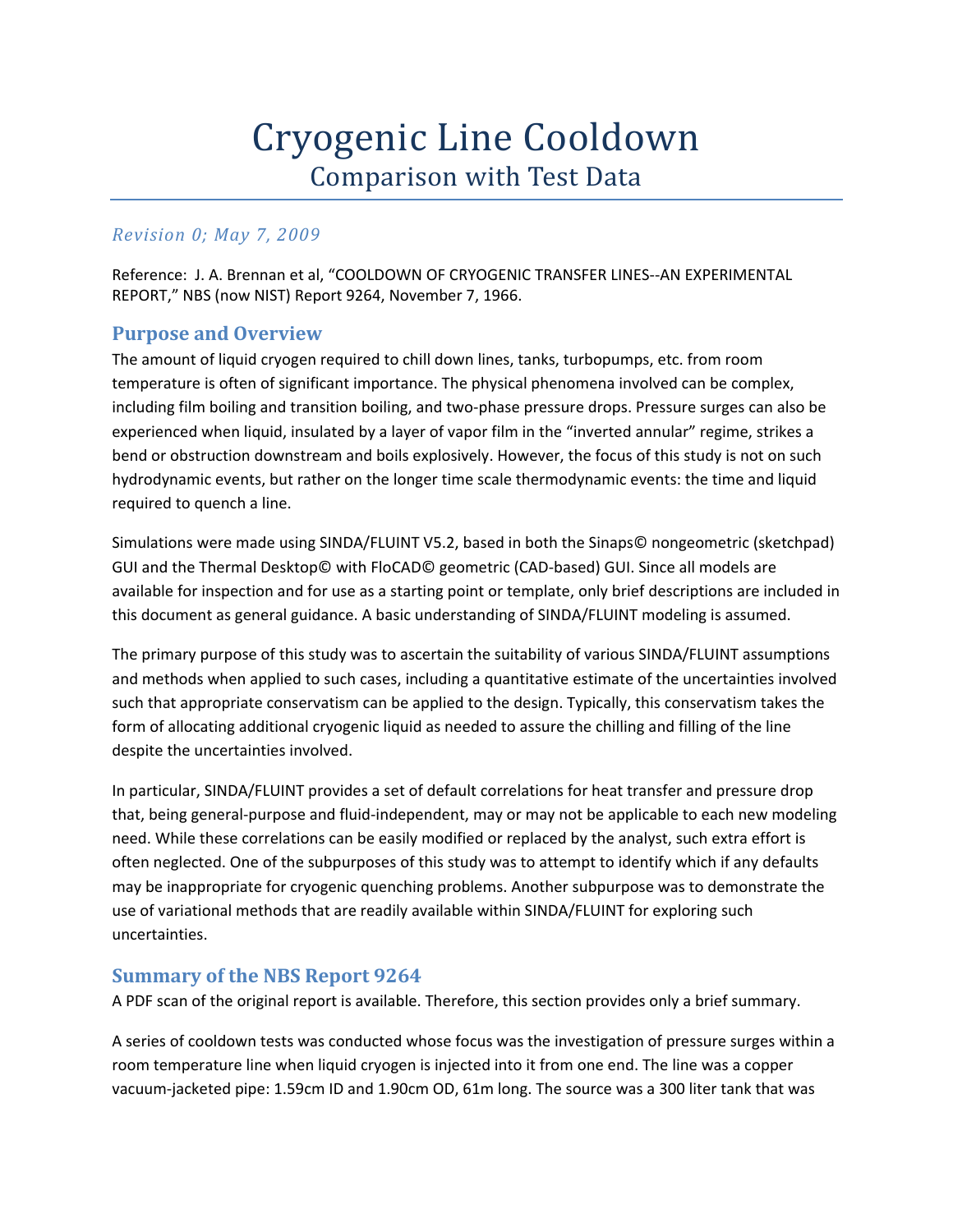# Cryogenic Line Cooldown

## Comparison with Test Data

*Revision 0; May 7, 2009*

Reference: J. A. Brennan et al, "COOLDOWN OF CRYOGENIC TRANSFER LINES--AN EXPERIMENTAL REPORT," NBS (now NIST) Report 9264, November 7, 1966.

### Purpose and Overview

The amount of liquid cryogen required to chill down lines, tanks, turbopumps, etc. from room temperature is often of significant importance. The physical phenomena involved can be complex, including film boiling and transition boiling, and two-phase pressure drops. Pressure surges can also be experienced when liquid, insulated by a layer of vapor film in the "inverted annular" regime, strikes a bend or obstruction downstream and boils explosively. However, the focus of this study is not on such hydrodynamic events, but rather on the longer time scale thermodynamic events: the time and liquid required to quench a line.

Simulations were made using SINDA/FLUINT V5.2, based in both the Sinaps© nongeometric (sketchpad) GUI and the Thermal Desktop© with FloCAD© geometric (CAD-based) GUI. Since all models are available for inspection and for use as a starting point or template, only brief descriptions are included in this document as general guidance. A basic understanding of SINDA/FLUINT modeling is assumed.

The primary purpose of this study was to ascertain the suitability of various SINDA/FLUINT assumptions and methods when applied to such cases, including a quantitative estimate of the uncertainties involved such that appropriate conservatism can be applied to the design. Typically, this conservatism takes the form of allocating additional cryogenic liquid as needed to assure the chilling and filling of the line despite the uncertainties involved.

In particular, SINDA/FLUINT provides a set of default correlations for heat transfer and pressure drop that, being general-purpose and fluid-independent, may or may not be applicable to each new modeling need. While these correlations can be easily modified or replaced by the analyst, such extra effort is often neglected. One of the subpurposes of this study was to attempt to identify which if any defaults may be inappropriate for cryogenic quenching problems. Another subpurpose was to demonstrate the use of variational methods that are readily available within SINDA/FLUINT for exploring such uncertainties.

### Summary of the NBS Report 9264

A PDF scan of the original report is available. Therefore, this section provides only a brief summary.

A series of cooldown tests was conducted whose focus was the investigation of pressure surges within a room temperature line when liquid cryogen is injected into it from one end. The line was a copper vacuum-jacketed pipe: 1.59cm ID and 1.90cm OD, 61m long. The source was a 300 liter tank that was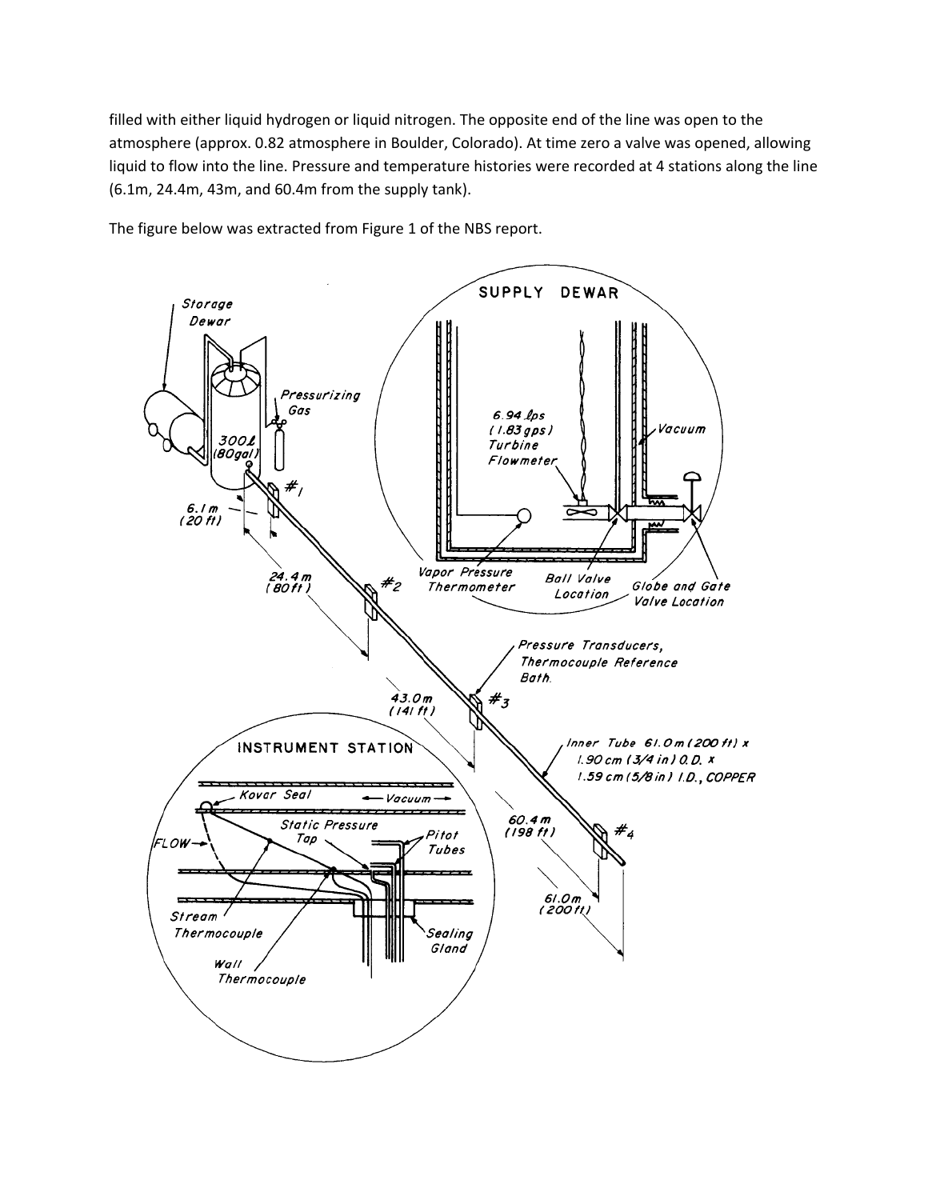filled with either liquid hydrogen or liquid nitrogen. The opposite end of the line was open to the atmosphere (approx. 0.82 atmosphere in Boulder, Colorado). At time zero a valve was opened, allowing liquid to flow into the line. Pressure and temperature histories were recorded at 4 stations along the line (6.1m, 24.4m, 43m, and 60.4m from the supply tank).

The figure below was extracted from Figure 1 of the NBS report.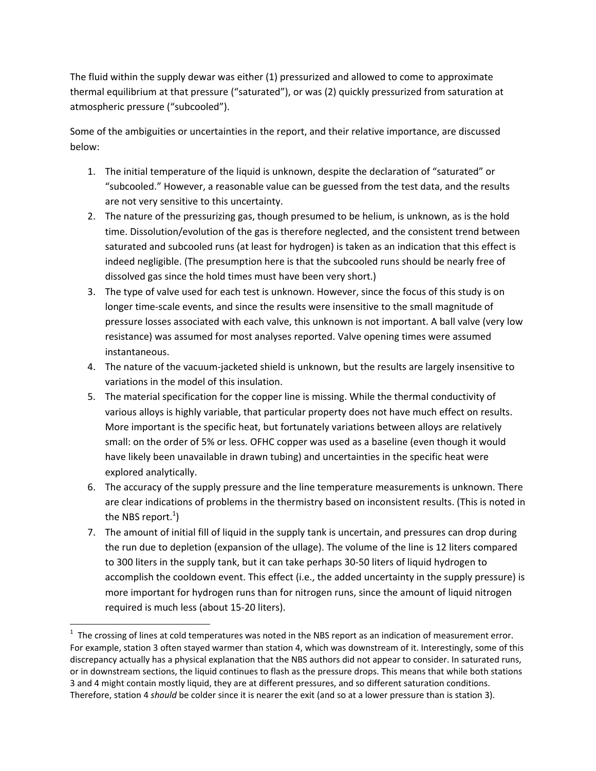The fluid within the supply dewar was either (1) pressurized and allowed to come to approximate thermal equilibrium at that pressure ("saturated"), or was (2) quickly pressurized from saturation at atmospheric pressure ("subcooled").

Some of the ambiguities or uncertainties in the report, and their relative importance, are discussed below:

1. The initial temperature of the liquid is unknown, despite the declaration of "saturated" or "subcooled." However, a reasonable value can be guessed from the test data, and the results are not very sensitive to this uncertainty.
2. The nature of the pressurizing gas, though presumed to be helium, is unknown, as is the hold time. Dissolution/evolution of the gas is therefore neglected, and the consistent trend between saturated and subcooled runs (at least for hydrogen) is taken as an indication that this effect is indeed negligible. (The presumption here is that the subcooled runs should be nearly free of dissolved gas since the hold times must have been very short.)
3. The type of valve used for each test is unknown. However, since the focus of this study is on longer time-scale events, and since the results were insensitive to the small magnitude of pressure losses associated with each valve, this unknown is not important. A ball valve (very low resistance) was assumed for most analyses reported. Valve opening times were assumed instantaneous.
4. The nature of the vacuum-jacketed shield is unknown, but the results are largely insensitive to variations in the model of this insulation.
5. The material specification for the copper line is missing. While the thermal conductivity of various alloys is highly variable, that particular property does not have much effect on results. More important is the specific heat, but fortunately variations between alloys are relatively small: on the order of 5% or less. OFHC copper was used as a baseline (even though it would have likely been unavailable in drawn tubing) and uncertainties in the specific heat were explored analytically.
6. The accuracy of the supply pressure and the line temperature measurements is unknown. There are clear indications of problems in the thermistry based on inconsistent results. (This is noted in the NBS report.[1])
7. The amount of initial fill of liquid in the supply tank is uncertain, and pressures can drop during the run due to depletion (expansion of the ullage). The volume of the line is 12 liters compared to 300 liters in the supply tank, but it can take perhaps 30-50 liters of liquid hydrogen to accomplish the cooldown event. This effect (i.e., the added uncertainty in the supply pressure) is more important for hydrogen runs than for nitrogen runs, since the amount of liquid nitrogen required is much less (about 15-20 liters).

[1] The crossing of lines at cold temperatures was noted in the NBS report as an indication of measurement error. For example, station 3 often stayed warmer than station 4, which was downstream of it. Interestingly, some of this discrepancy actually has a physical explanation that the NBS authors did not appear to consider. In saturated runs, or in downstream sections, the liquid continues to flash as the pressure drops. This means that while both stations 3 and 4 might contain mostly liquid, they are at different pressures, and so different saturation conditions. Therefore, station 4 *should* be colder since it is nearer the exit (and so at a lower pressure than is station 3).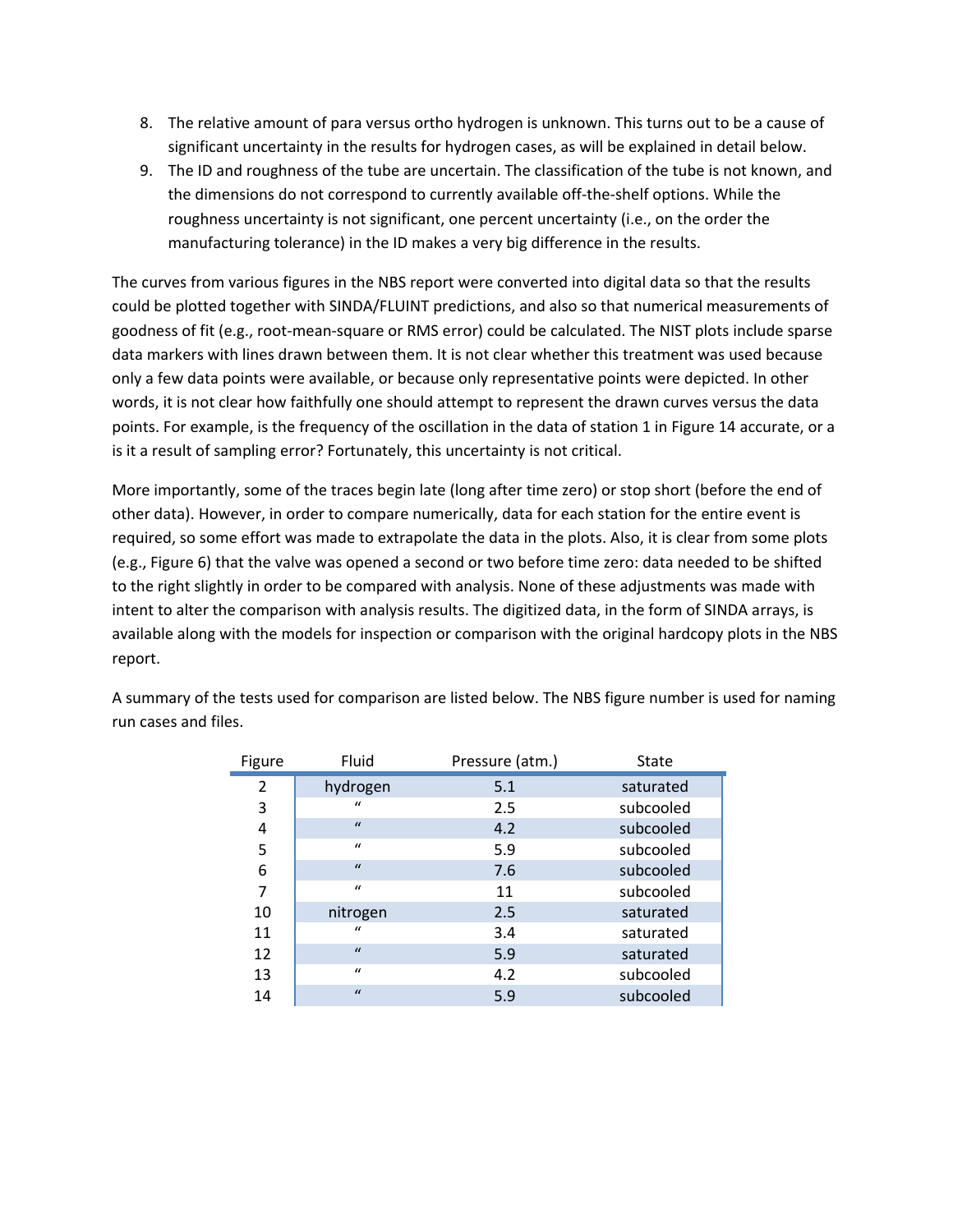8. The relative amount of para versus ortho hydrogen is unknown. This turns out to be a cause of significant uncertainty in the results for hydrogen cases, as will be explained in detail below.
9. The ID and roughness of the tube are uncertain. The classification of the tube is not known, and the dimensions do not correspond to currently available off-the-shelf options. While the roughness uncertainty is not significant, one percent uncertainty (i.e., on the order the manufacturing tolerance) in the ID makes a very big difference in the results.

The curves from various figures in the NBS report were converted into digital data so that the results could be plotted together with SINDA/FLUINT predictions, and also so that numerical measurements of goodness of fit (e.g., root-mean-square or RMS error) could be calculated. The NIST plots include sparse data markers with lines drawn between them. It is not clear whether this treatment was used because only a few data points were available, or because only representative points were depicted. In other words, it is not clear how faithfully one should attempt to represent the drawn curves versus the data points. For example, is the frequency of the oscillation in the data of station 1 in Figure 14 accurate, or a is it a result of sampling error? Fortunately, this uncertainty is not critical.

More importantly, some of the traces begin late (long after time zero) or stop short (before the end of other data). However, in order to compare numerically, data for each station for the entire event is required, so some effort was made to extrapolate the data in the plots. Also, it is clear from some plots (e.g., Figure 6) that the valve was opened a second or two before time zero: data needed to be shifted to the right slightly in order to be compared with analysis. None of these adjustments was made with intent to alter the comparison with analysis results. The digitized data, in the form of SINDA arrays, is available along with the models for inspection or comparison with the original hardcopy plots in the NBS report.

A summary of the tests used for comparison are listed below. The NBS figure number is used for naming run cases and files.

| Figure | Fluid | Pressure (atm.) | State |
|---|---|---|---|
| 2 | hydrogen | 5.1 | saturated |
| 3 | " | 2.5 | subcooled |
| 4 | " | 4.2 | subcooled |
| 5 | " | 5.9 | subcooled |
| 6 | " | 7.6 | subcooled |
| 7 | " | 11 | subcooled |
| 10 | nitrogen | 2.5 | saturated |
| 11 | " | 3.4 | saturated |
| 12 | " | 5.9 | saturated |
| 13 | " | 4.2 | subcooled |
| 14 | " | 5.9 | subcooled |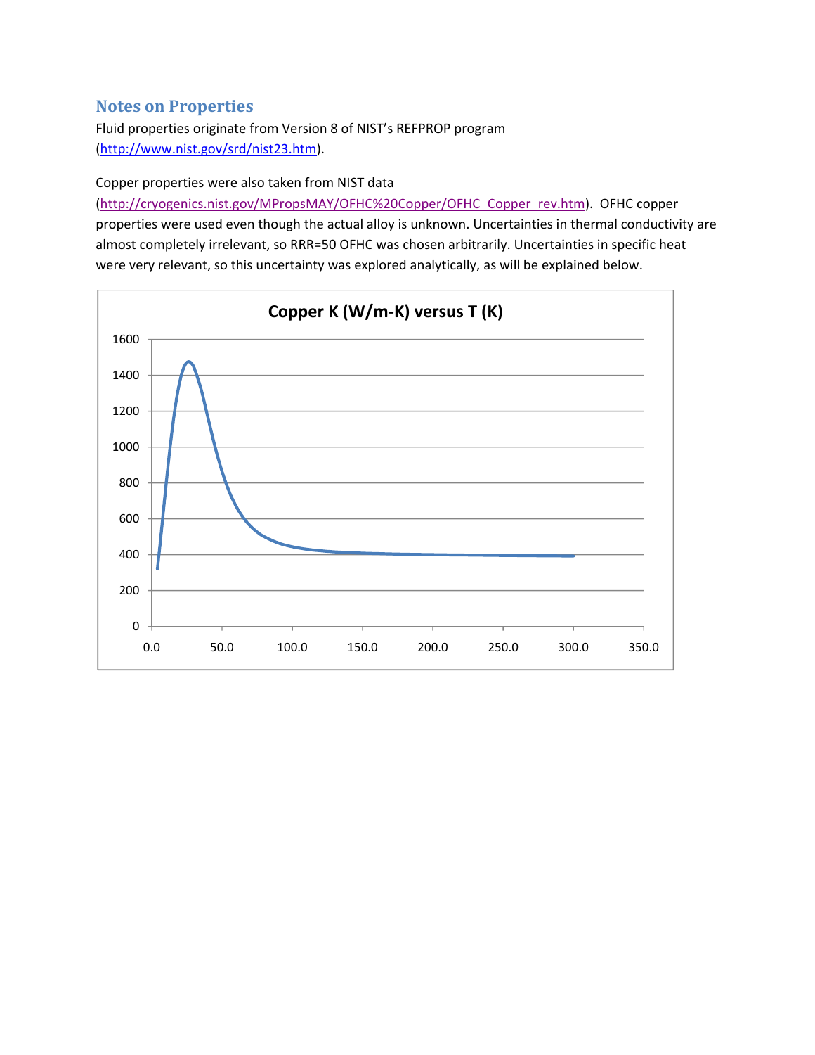## Notes on Properties

Fluid properties originate from Version 8 of NIST's REFPROP program (http://www.nist.gov/srd/nist23.htm).

Copper properties were also taken from NIST data (http://cryogenics.nist.gov/MPropsMAY/OFHC%20Copper/OFHC_Copper_rev.htm). OFHC copper properties were used even though the actual alloy is unknown. Uncertainties in thermal conductivity are almost completely irrelevant, so RRR=50 OFHC was chosen arbitrarily. Uncertainties in specific heat were very relevant, so this uncertainty was explored analytically, as will be explained below.

**Copper K (W/m-K) versus T (K)**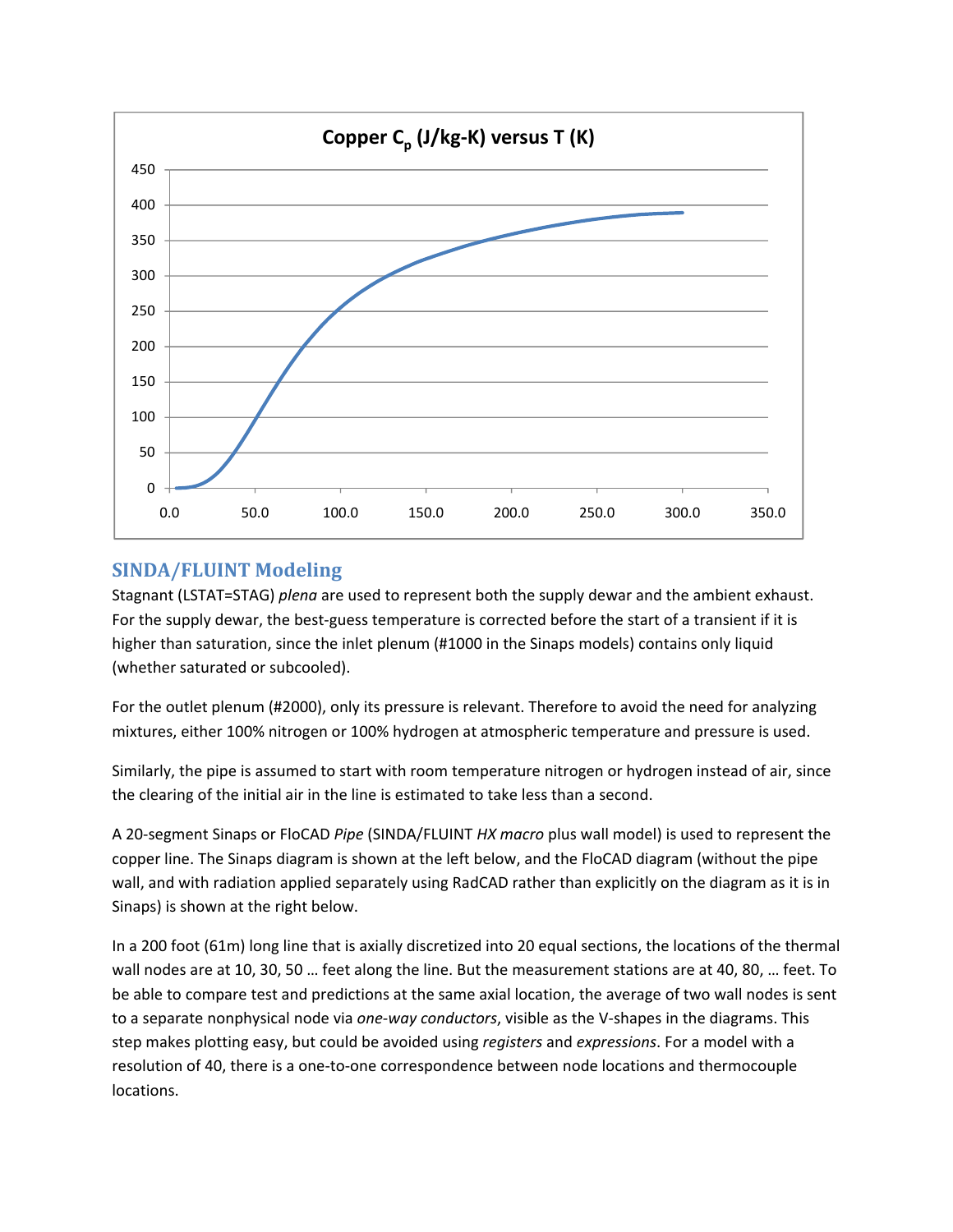**Copper $C_p$ (J/kg-K) versus T (K)**

## SINDA/FLUINT Modeling

Stagnant (LSTAT=STAG) *plena* are used to represent both the supply dewar and the ambient exhaust. For the supply dewar, the best-guess temperature is corrected before the start of a transient if it is higher than saturation, since the inlet plenum (#1000 in the Sinaps models) contains only liquid (whether saturated or subcooled).

For the outlet plenum (#2000), only its pressure is relevant. Therefore to avoid the need for analyzing mixtures, either 100% nitrogen or 100% hydrogen at atmospheric temperature and pressure is used.

Similarly, the pipe is assumed to start with room temperature nitrogen or hydrogen instead of air, since the clearing of the initial air in the line is estimated to take less than a second.

A 20-segment Sinaps or FloCAD *Pipe* (SINDA/FLUINT *HX macro* plus wall model) is used to represent the copper line. The Sinaps diagram is shown at the left below, and the FloCAD diagram (without the pipe wall, and with radiation applied separately using RadCAD rather than explicitly on the diagram as it is in Sinaps) is shown at the right below.

In a 200 foot (61m) long line that is axially discretized into 20 equal sections, the locations of the thermal wall nodes are at 10, 30, 50 … feet along the line. But the measurement stations are at 40, 80, … feet. To be able to compare test and predictions at the same axial location, the average of two wall nodes is sent to a separate nonphysical node via *one-way conductors*, visible as the V-shapes in the diagrams. This step makes plotting easy, but could be avoided using *registers* and *expressions*. For a model with a resolution of 40, there is a one-to-one correspondence between node locations and thermocouple locations.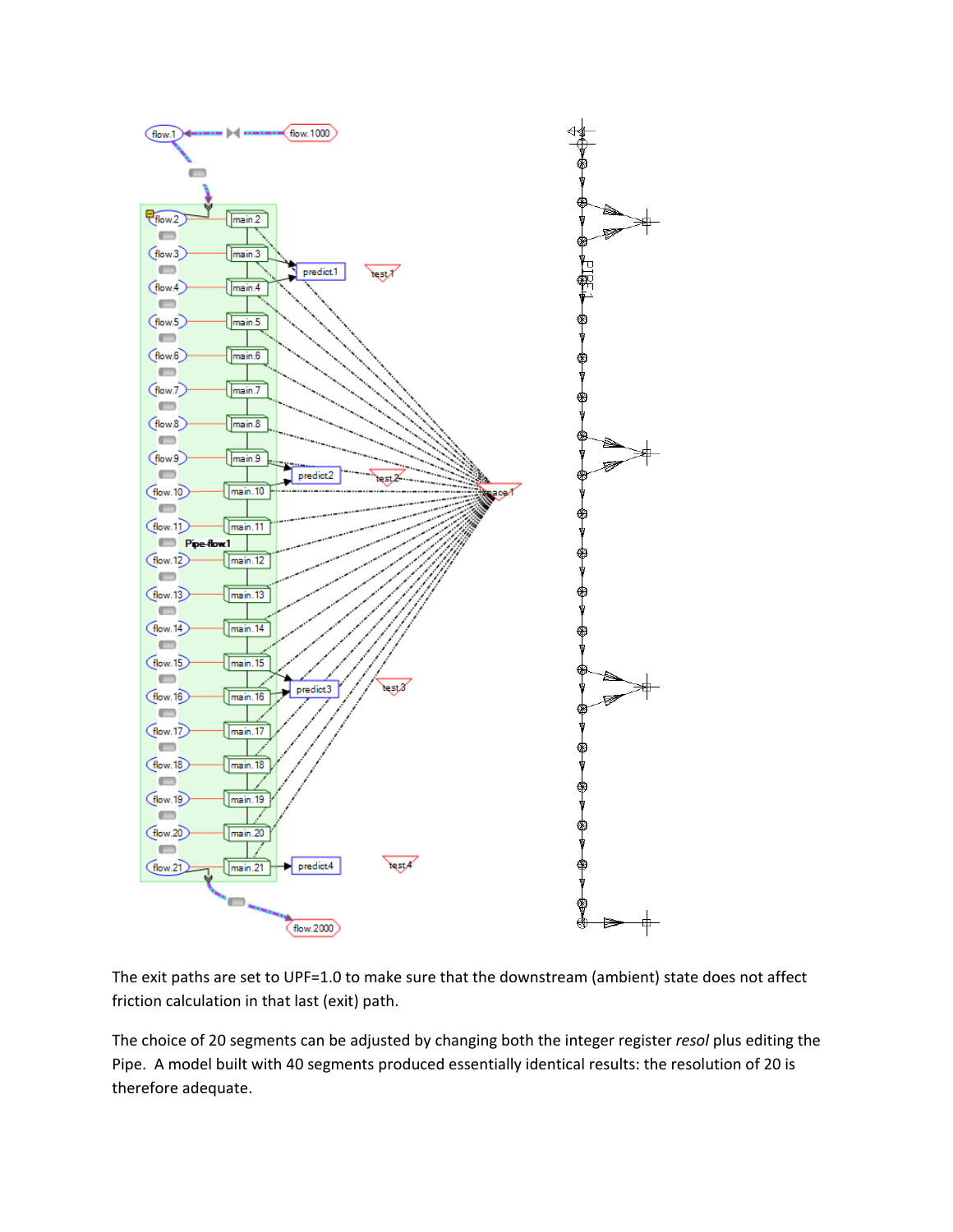The exit paths are set to UPF=1.0 to make sure that the downstream (ambient) state does not affect friction calculation in that last (exit) path.

The choice of 20 segments can be adjusted by changing both the integer register *resol* plus editing the Pipe. A model built with 40 segments produced essentially identical results: the resolution of 20 is therefore adequate.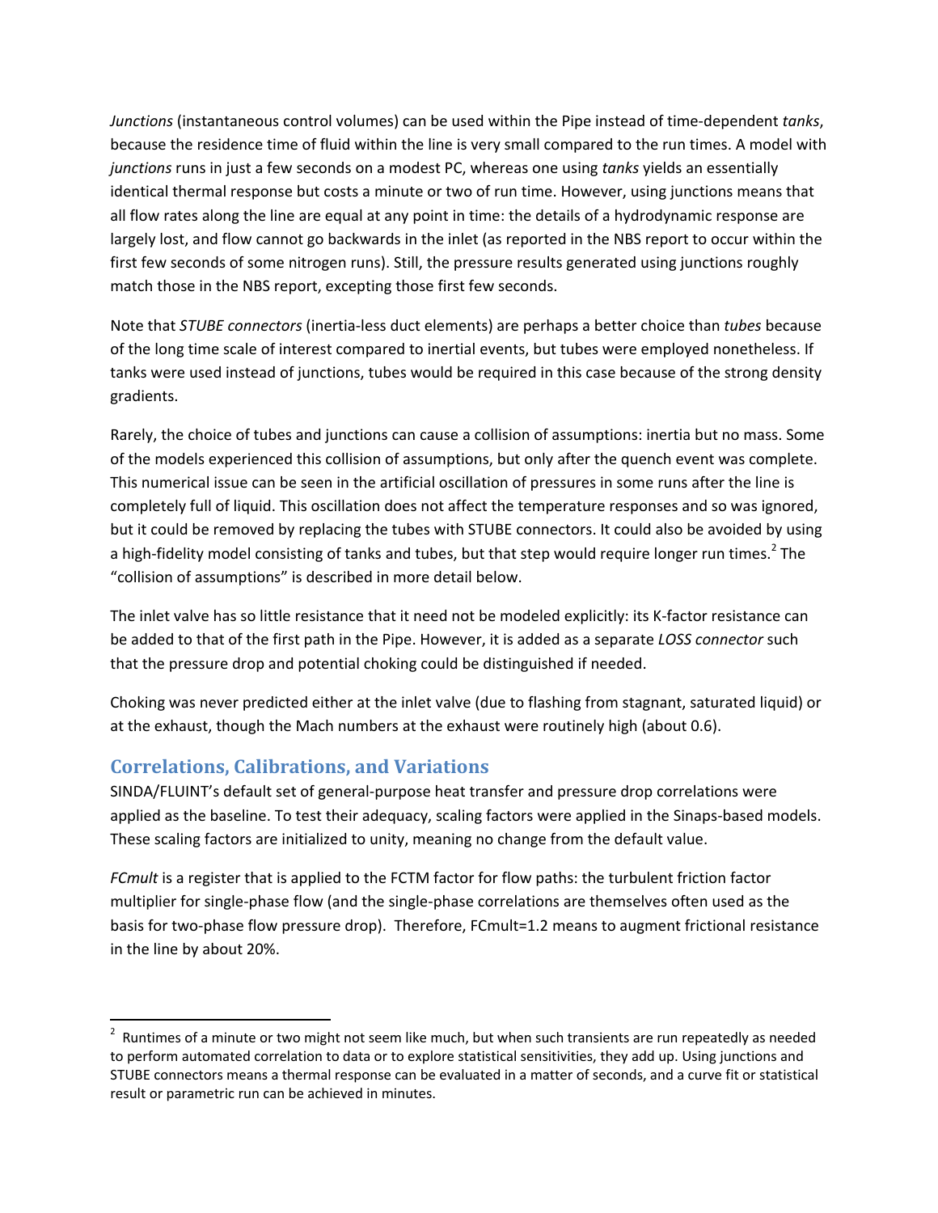*Junctions* (instantaneous control volumes) can be used within the Pipe instead of time-dependent *tanks*, because the residence time of fluid within the line is very small compared to the run times. A model with *junctions* runs in just a few seconds on a modest PC, whereas one using *tanks* yields an essentially identical thermal response but costs a minute or two of run time. However, using junctions means that all flow rates along the line are equal at any point in time: the details of a hydrodynamic response are largely lost, and flow cannot go backwards in the inlet (as reported in the NBS report to occur within the first few seconds of some nitrogen runs). Still, the pressure results generated using junctions roughly match those in the NBS report, excepting those first few seconds.

Note that *STUBE connectors* (inertia-less duct elements) are perhaps a better choice than *tubes* because of the long time scale of interest compared to inertial events, but tubes were employed nonetheless. If tanks were used instead of junctions, tubes would be required in this case because of the strong density gradients.

Rarely, the choice of tubes and junctions can cause a collision of assumptions: inertia but no mass. Some of the models experienced this collision of assumptions, but only after the quench event was complete. This numerical issue can be seen in the artificial oscillation of pressures in some runs after the line is completely full of liquid. This oscillation does not affect the temperature responses and so was ignored, but it could be removed by replacing the tubes with STUBE connectors. It could also be avoided by using a high-fidelity model consisting of tanks and tubes, but that step would require longer run times.[2] The "collision of assumptions" is described in more detail below.

The inlet valve has so little resistance that it need not be modeled explicitly: its K-factor resistance can be added to that of the first path in the Pipe. However, it is added as a separate *LOSS connector* such that the pressure drop and potential choking could be distinguished if needed.

Choking was never predicted either at the inlet valve (due to flashing from stagnant, saturated liquid) or at the exhaust, though the Mach numbers at the exhaust were routinely high (about 0.6).

## Correlations, Calibrations, and Variations

SINDA/FLUINT's default set of general-purpose heat transfer and pressure drop correlations were applied as the baseline. To test their adequacy, scaling factors were applied in the Sinaps-based models. These scaling factors are initialized to unity, meaning no change from the default value.

*FCmult* is a register that is applied to the FCTM factor for flow paths: the turbulent friction factor multiplier for single-phase flow (and the single-phase correlations are themselves often used as the basis for two-phase flow pressure drop). Therefore, FCmult=1.2 means to augment frictional resistance in the line by about 20%.

---

[2] Runtimes of a minute or two might not seem like much, but when such transients are run repeatedly as needed to perform automated correlation to data or to explore statistical sensitivities, they add up. Using junctions and STUBE connectors means a thermal response can be evaluated in a matter of seconds, and a curve fit or statistical result or parametric run can be achieved in minutes.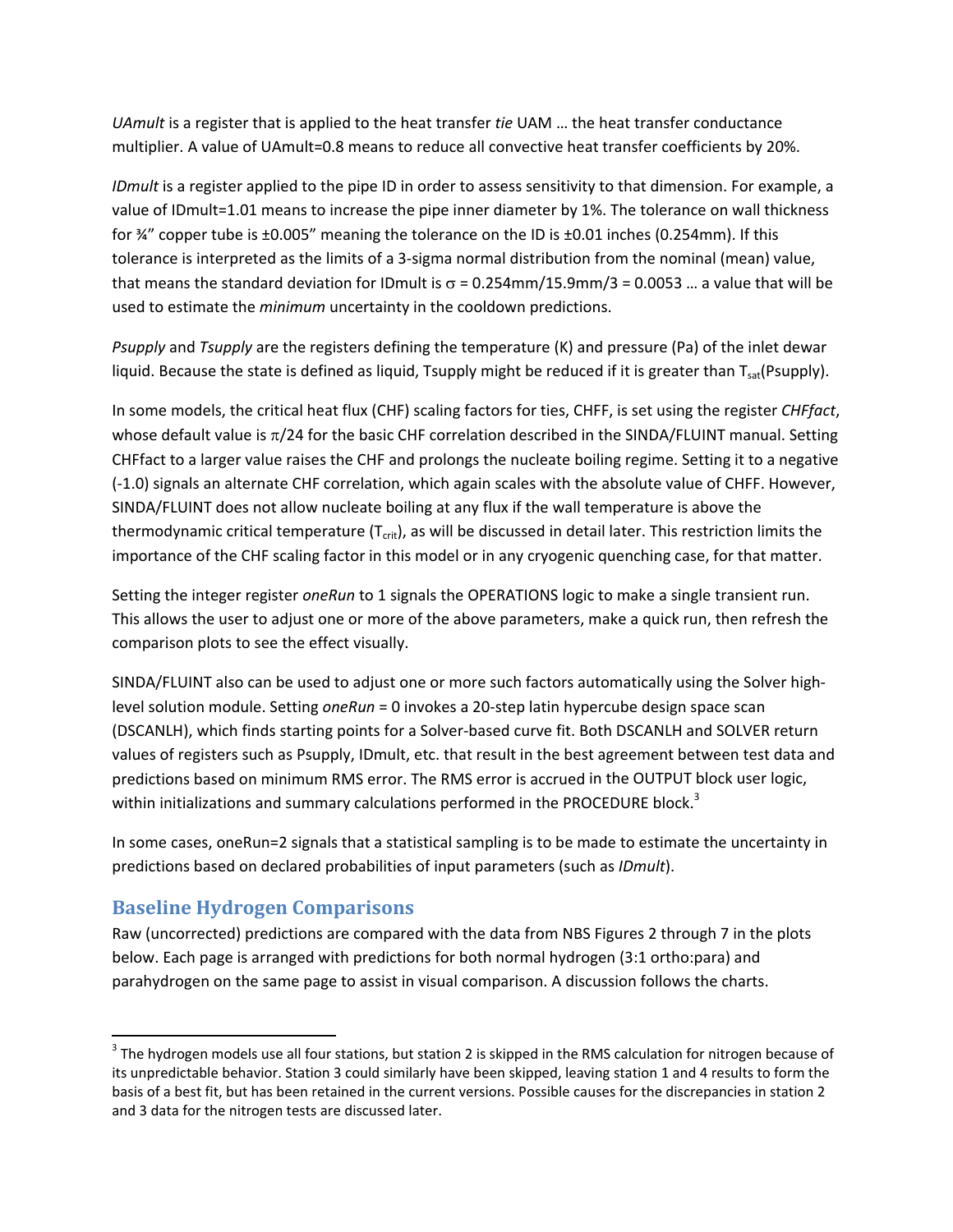*UAmult* is a register that is applied to the heat transfer *tie* UAM … the heat transfer conductance multiplier. A value of UAmult=0.8 means to reduce all convective heat transfer coefficients by 20%.

*IDmult* is a register applied to the pipe ID in order to assess sensitivity to that dimension. For example, a value of IDmult=1.01 means to increase the pipe inner diameter by 1%. The tolerance on wall thickness for ¾" copper tube is ±0.005" meaning the tolerance on the ID is ±0.01 inches (0.254mm). If this tolerance is interpreted as the limits of a 3-sigma normal distribution from the nominal (mean) value, that means the standard deviation for IDmult is $\sigma$ = 0.254mm/15.9mm/3 = 0.0053 … a value that will be used to estimate the *minimum* uncertainty in the cooldown predictions.

*Psupply* and *Tsupply* are the registers defining the temperature (K) and pressure (Pa) of the inlet dewar liquid. Because the state is defined as liquid, Tsupply might be reduced if it is greater than $T_{sat}$(Psupply).

In some models, the critical heat flux (CHF) scaling factors for ties, CHFF, is set using the register *CHFfact*, whose default value is $\pi$/24 for the basic CHF correlation described in the SINDA/FLUINT manual. Setting CHFfact to a larger value raises the CHF and prolongs the nucleate boiling regime. Setting it to a negative (-1.0) signals an alternate CHF correlation, which again scales with the absolute value of CHFF. However, SINDA/FLUINT does not allow nucleate boiling at any flux if the wall temperature is above the thermodynamic critical temperature ($T_{crit}$), as will be discussed in detail later. This restriction limits the importance of the CHF scaling factor in this model or in any cryogenic quenching case, for that matter.

Setting the integer register *oneRun* to 1 signals the OPERATIONS logic to make a single transient run. This allows the user to adjust one or more of the above parameters, make a quick run, then refresh the comparison plots to see the effect visually.

SINDA/FLUINT also can be used to adjust one or more such factors automatically using the Solver high-level solution module. Setting *oneRun* = 0 invokes a 20-step latin hypercube design space scan (DSCANLH), which finds starting points for a Solver-based curve fit. Both DSCANLH and SOLVER return values of registers such as Psupply, IDmult, etc. that result in the best agreement between test data and predictions based on minimum RMS error. The RMS error is accrued in the OUTPUT block user logic, within initializations and summary calculations performed in the PROCEDURE block.[3]

In some cases, oneRun=2 signals that a statistical sampling is to be made to estimate the uncertainty in predictions based on declared probabilities of input parameters (such as *IDmult*).

## Baseline Hydrogen Comparisons

Raw (uncorrected) predictions are compared with the data from NBS Figures 2 through 7 in the plots below. Each page is arranged with predictions for both normal hydrogen (3:1 ortho:para) and parahydrogen on the same page to assist in visual comparison. A discussion follows the charts.

---

[3] The hydrogen models use all four stations, but station 2 is skipped in the RMS calculation for nitrogen because of its unpredictable behavior. Station 3 could similarly have been skipped, leaving station 1 and 4 results to form the basis of a best fit, but has been retained in the current versions. Possible causes for the discrepancies in station 2 and 3 data for the nitrogen tests are discussed later.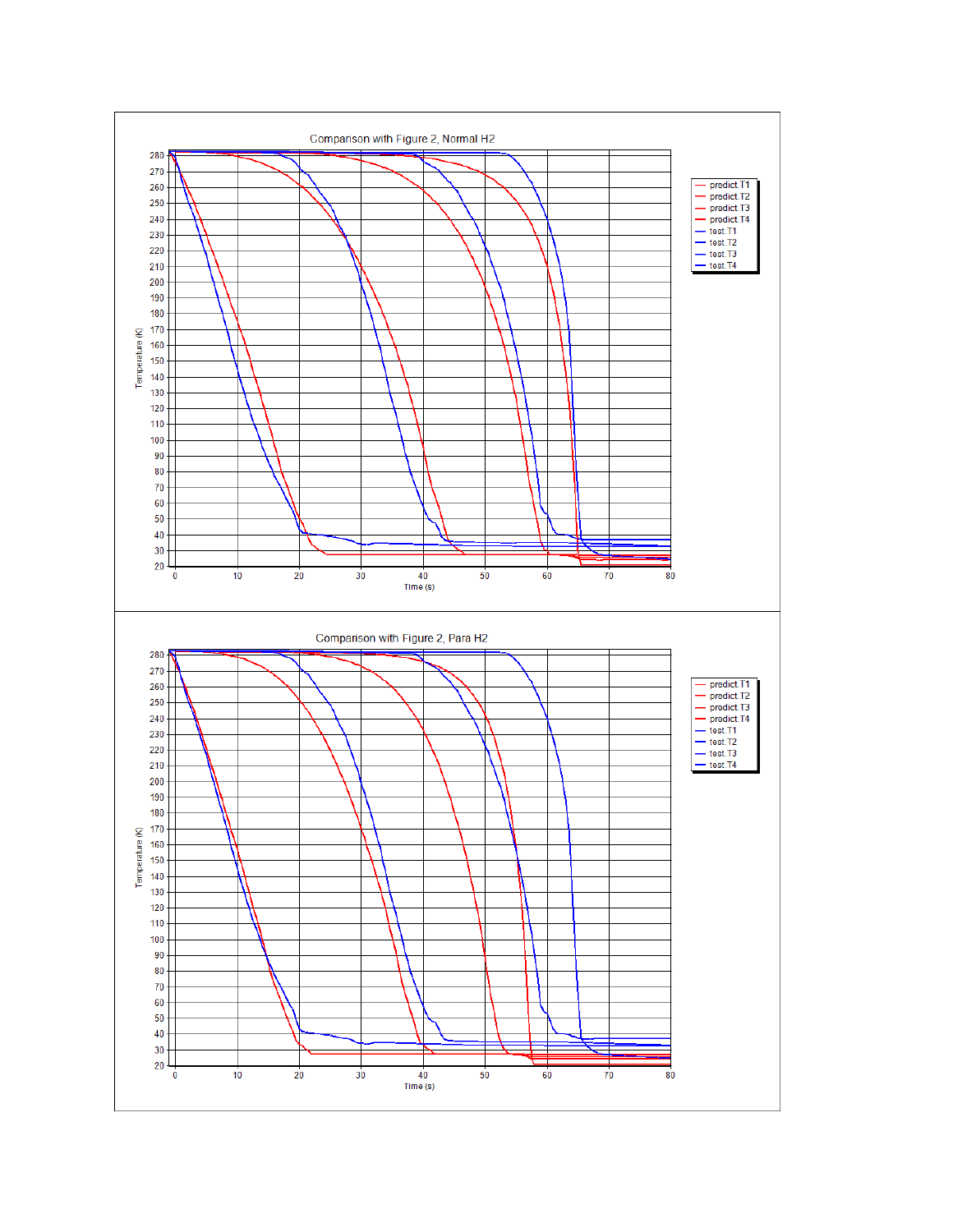Comparison with Figure 2, Normal H2

Temperature (K) vs. Time (s)

Legend: predict.T1, predict.T2, predict.T3, predict.T4, test.T1, test.T2, test.T3, test.T4

Comparison with Figure 2, Para H2

Temperature (K) vs. Time (s)

Legend: predict.T1, predict.T2, predict.T3, predict.T4, test.T1, test.T2, test.T3, test.T4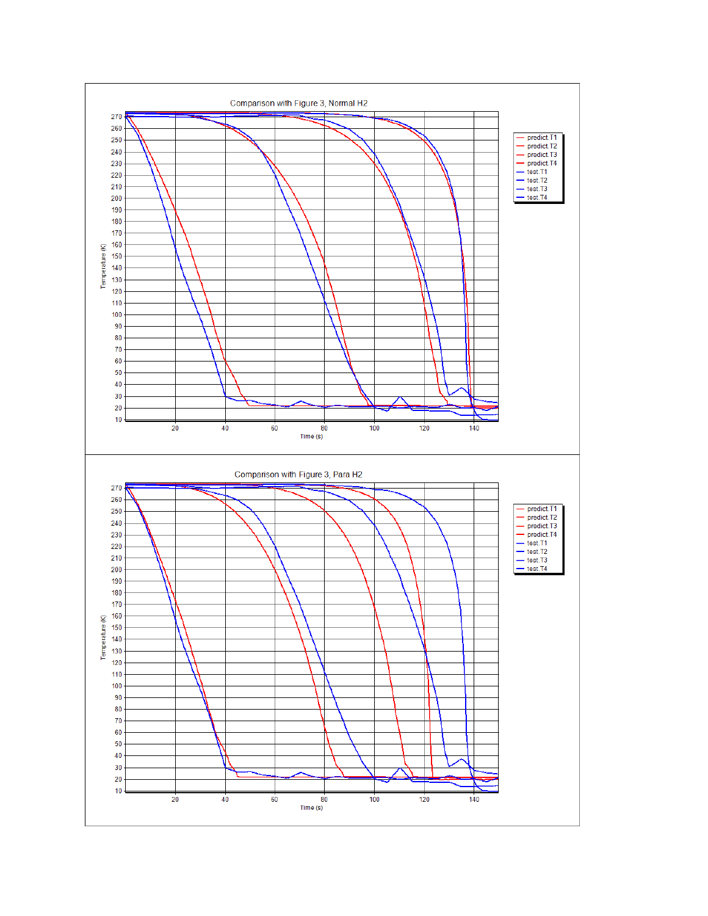Comparison with Figure 3, Normal H2

Temperature (K)

Time (s)

predict.T1
predict.T2
predict.T3
predict.T4
test.T1
test.T2
test.T3
test.T4

Comparison with Figure 3, Para H2

Temperature (K)

Time (s)

predict.T1
predict.T2
predict.T3
predict.T4
test.T1
test.T2
test.T3
test.T4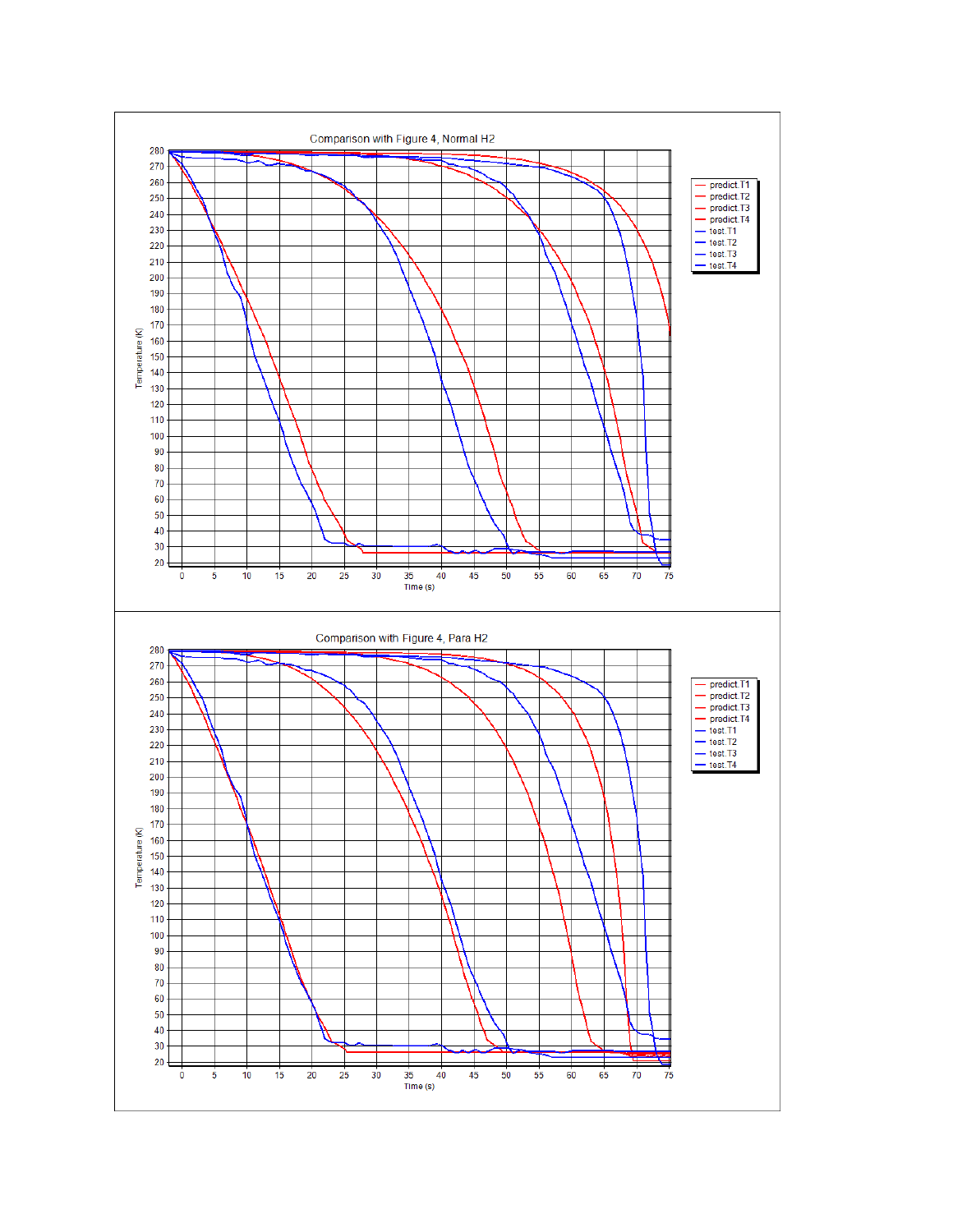Comparison with Figure 4, Normal H2

Comparison with Figure 4, Para H2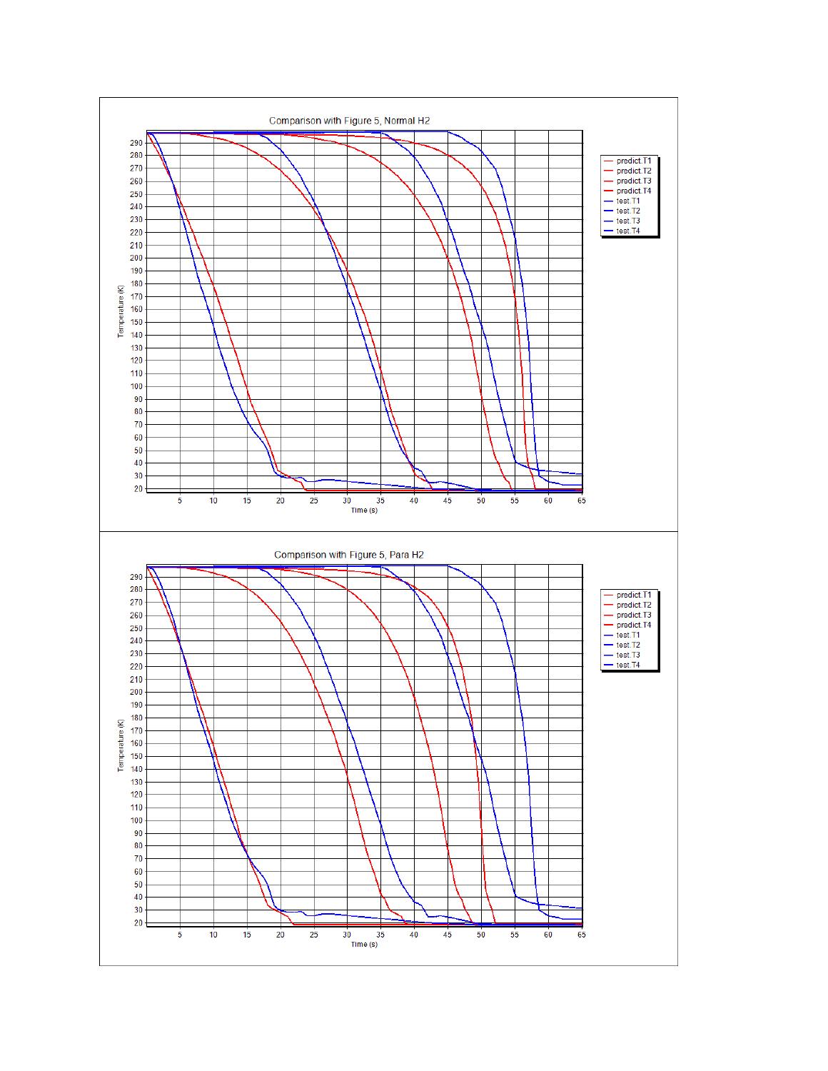Comparison with Figure 5, Normal H2

Temperature (K)

Time (s)

predict.T1
predict.T2
predict.T3
predict.T4
test.T1
test.T2
test.T3
test.T4

Comparison with Figure 5, Para H2

Temperature (K)

Time (s)

predict.T1
predict.T2
predict.T3
predict.T4
test.T1
test.T2
test.T3
test.T4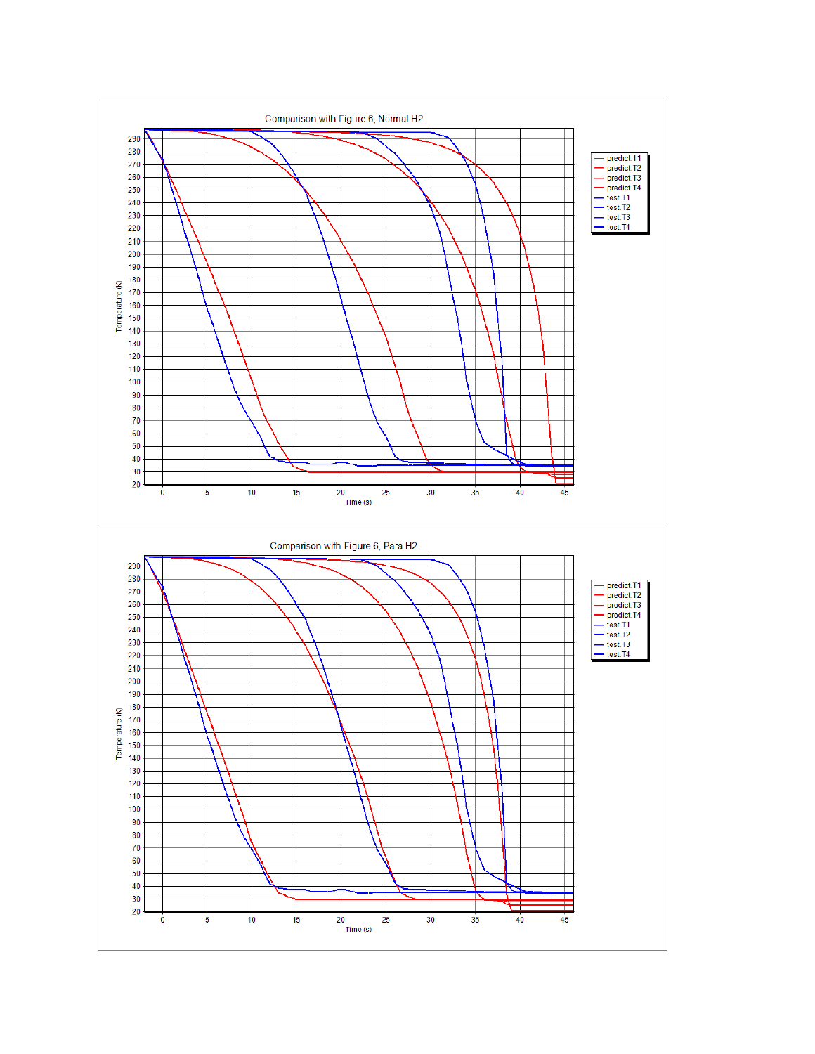Comparison with Figure 6, Normal H2

Comparison with Figure 6, Para H2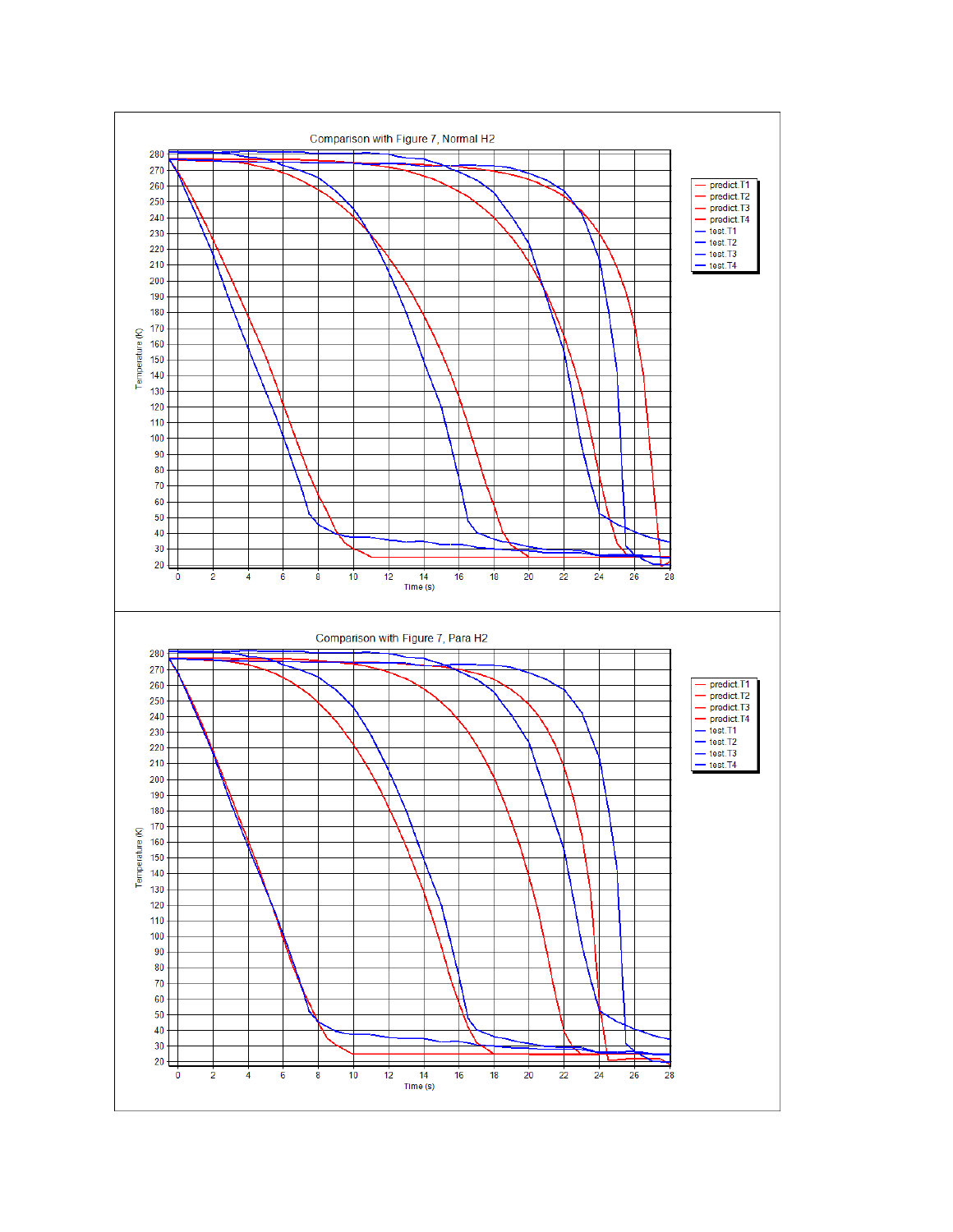Comparison with Figure 7, Normal H2

Temperature (K)

Time (s)

predict.T1
predict.T2
predict.T3
predict.T4
test.T1
test.T2
test.T3
test.T4

Comparison with Figure 7, Para H2

Temperature (K)

Time (s)

predict.T1
predict.T2
predict.T3
predict.T4
test.T1
test.T2
test.T3
test.T4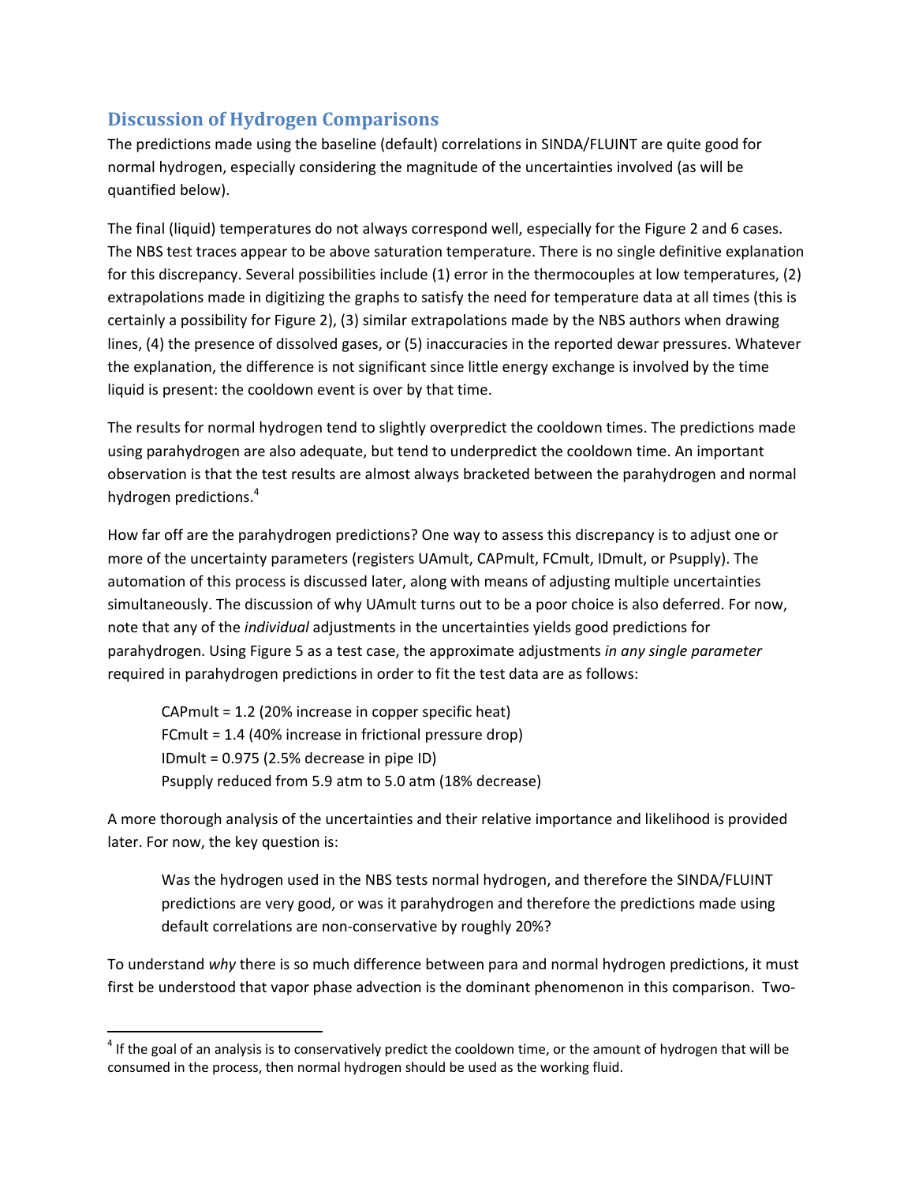## Discussion of Hydrogen Comparisons

The predictions made using the baseline (default) correlations in SINDA/FLUINT are quite good for normal hydrogen, especially considering the magnitude of the uncertainties involved (as will be quantified below).

The final (liquid) temperatures do not always correspond well, especially for the Figure 2 and 6 cases. The NBS test traces appear to be above saturation temperature. There is no single definitive explanation for this discrepancy. Several possibilities include (1) error in the thermocouples at low temperatures, (2) extrapolations made in digitizing the graphs to satisfy the need for temperature data at all times (this is certainly a possibility for Figure 2), (3) similar extrapolations made by the NBS authors when drawing lines, (4) the presence of dissolved gases, or (5) inaccuracies in the reported dewar pressures. Whatever the explanation, the difference is not significant since little energy exchange is involved by the time liquid is present: the cooldown event is over by that time.

The results for normal hydrogen tend to slightly overpredict the cooldown times. The predictions made using parahydrogen are also adequate, but tend to underpredict the cooldown time. An important observation is that the test results are almost always bracketed between the parahydrogen and normal hydrogen predictions.[4]

How far off are the parahydrogen predictions? One way to assess this discrepancy is to adjust one or more of the uncertainty parameters (registers UAmult, CAPmult, FCmult, IDmult, or Psupply). The automation of this process is discussed later, along with means of adjusting multiple uncertainties simultaneously. The discussion of why UAmult turns out to be a poor choice is also deferred. For now, note that any of the *individual* adjustments in the uncertainties yields good predictions for parahydrogen. Using Figure 5 as a test case, the approximate adjustments *in any single parameter* required in parahydrogen predictions in order to fit the test data are as follows:

> CAPmult = 1.2 (20% increase in copper specific heat)
> FCmult = 1.4 (40% increase in frictional pressure drop)
> IDmult = 0.975 (2.5% decrease in pipe ID)
> Psupply reduced from 5.9 atm to 5.0 atm (18% decrease)

A more thorough analysis of the uncertainties and their relative importance and likelihood is provided later. For now, the key question is:

> Was the hydrogen used in the NBS tests normal hydrogen, and therefore the SINDA/FLUINT predictions are very good, or was it parahydrogen and therefore the predictions made using default correlations are non-conservative by roughly 20%?

To understand *why* there is so much difference between para and normal hydrogen predictions, it must first be understood that vapor phase advection is the dominant phenomenon in this comparison. Two-

[4] If the goal of an analysis is to conservatively predict the cooldown time, or the amount of hydrogen that will be consumed in the process, then normal hydrogen should be used as the working fluid.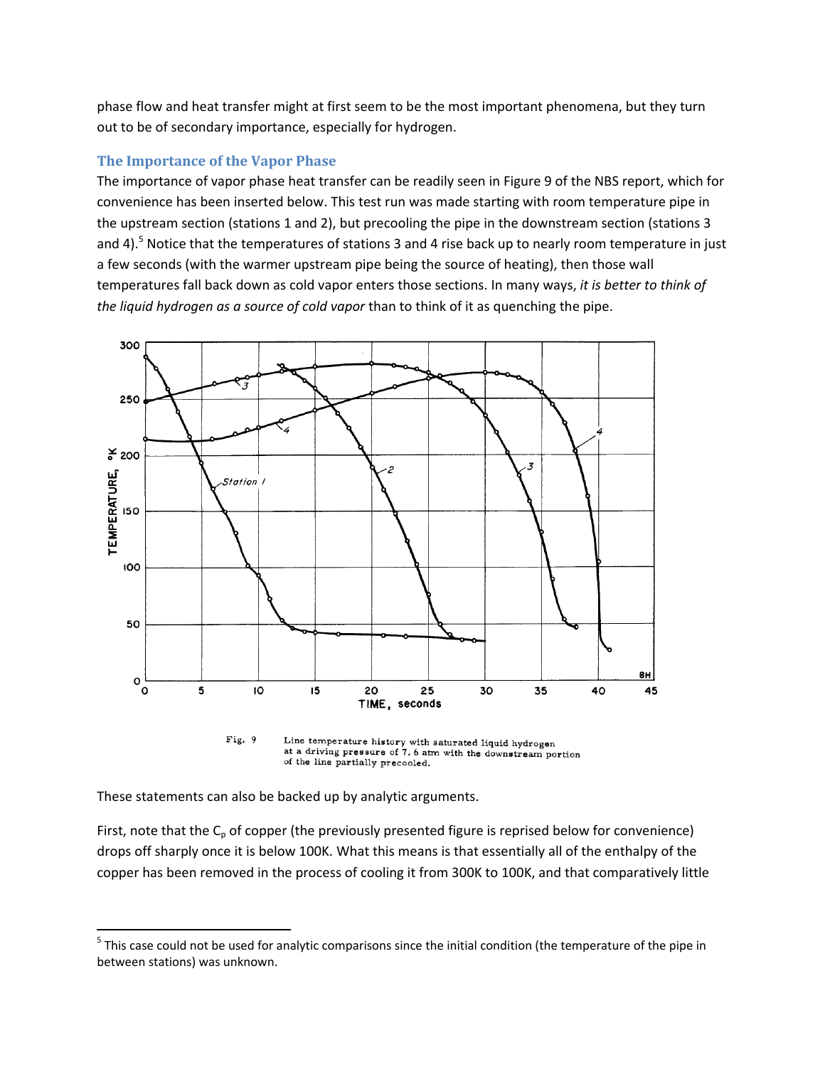phase flow and heat transfer might at first seem to be the most important phenomena, but they turn out to be of secondary importance, especially for hydrogen.

## The Importance of the Vapor Phase

The importance of vapor phase heat transfer can be readily seen in Figure 9 of the NBS report, which for convenience has been inserted below. This test run was made starting with room temperature pipe in the upstream section (stations 1 and 2), but precooling the pipe in the downstream section (stations 3 and 4).[5] Notice that the temperatures of stations 3 and 4 rise back up to nearly room temperature in just a few seconds (with the warmer upstream pipe being the source of heating), then those wall temperatures fall back down as cold vapor enters those sections. In many ways, *it is better to think of the liquid hydrogen as a source of cold vapor* than to think of it as quenching the pipe.

Fig. 9 Line temperature history with saturated liquid hydrogen at a driving pressure of 7.6 atm with the downstream portion of the line partially precooled.

These statements can also be backed up by analytic arguments.

First, note that the $C_p$ of copper (the previously presented figure is reprised below for convenience) drops off sharply once it is below 100K. What this means is that essentially all of the enthalpy of the copper has been removed in the process of cooling it from 300K to 100K, and that comparatively little

---

[5] This case could not be used for analytic comparisons since the initial condition (the temperature of the pipe in between stations) was unknown.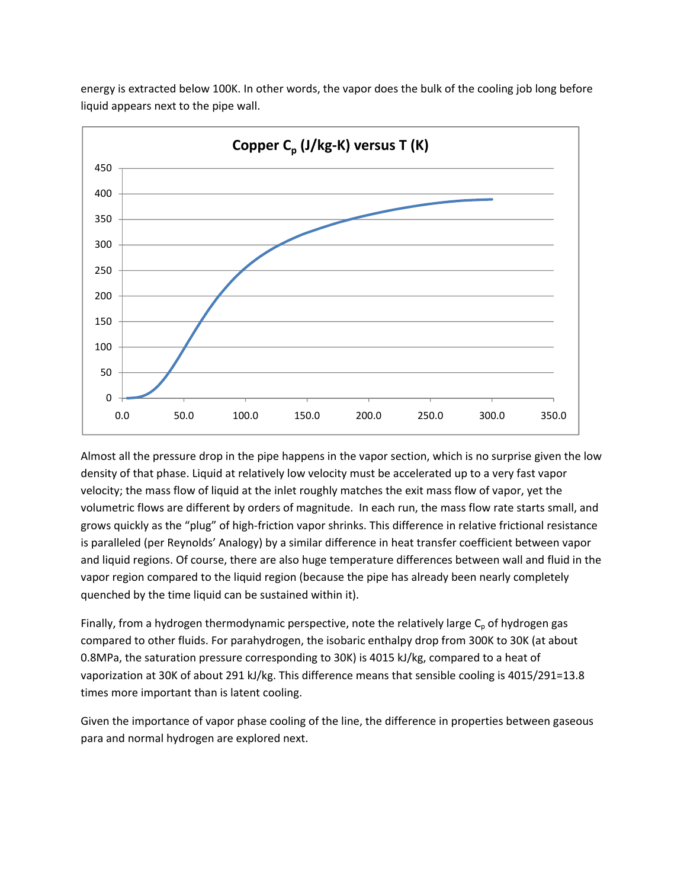energy is extracted below 100K. In other words, the vapor does the bulk of the cooling job long before liquid appears next to the pipe wall.

**Copper $C_p$ (J/kg-K) versus T (K)**

Almost all the pressure drop in the pipe happens in the vapor section, which is no surprise given the low density of that phase. Liquid at relatively low velocity must be accelerated up to a very fast vapor velocity; the mass flow of liquid at the inlet roughly matches the exit mass flow of vapor, yet the volumetric flows are different by orders of magnitude. In each run, the mass flow rate starts small, and grows quickly as the "plug" of high-friction vapor shrinks. This difference in relative frictional resistance is paralleled (per Reynolds' Analogy) by a similar difference in heat transfer coefficient between vapor and liquid regions. Of course, there are also huge temperature differences between wall and fluid in the vapor region compared to the liquid region (because the pipe has already been nearly completely quenched by the time liquid can be sustained within it).

Finally, from a hydrogen thermodynamic perspective, note the relatively large $C_p$ of hydrogen gas compared to other fluids. For parahydrogen, the isobaric enthalpy drop from 300K to 30K (at about 0.8MPa, the saturation pressure corresponding to 30K) is 4015 kJ/kg, compared to a heat of vaporization at 30K of about 291 kJ/kg. This difference means that sensible cooling is 4015/291=13.8 times more important than is latent cooling.

Given the importance of vapor phase cooling of the line, the difference in properties between gaseous para and normal hydrogen are explored next.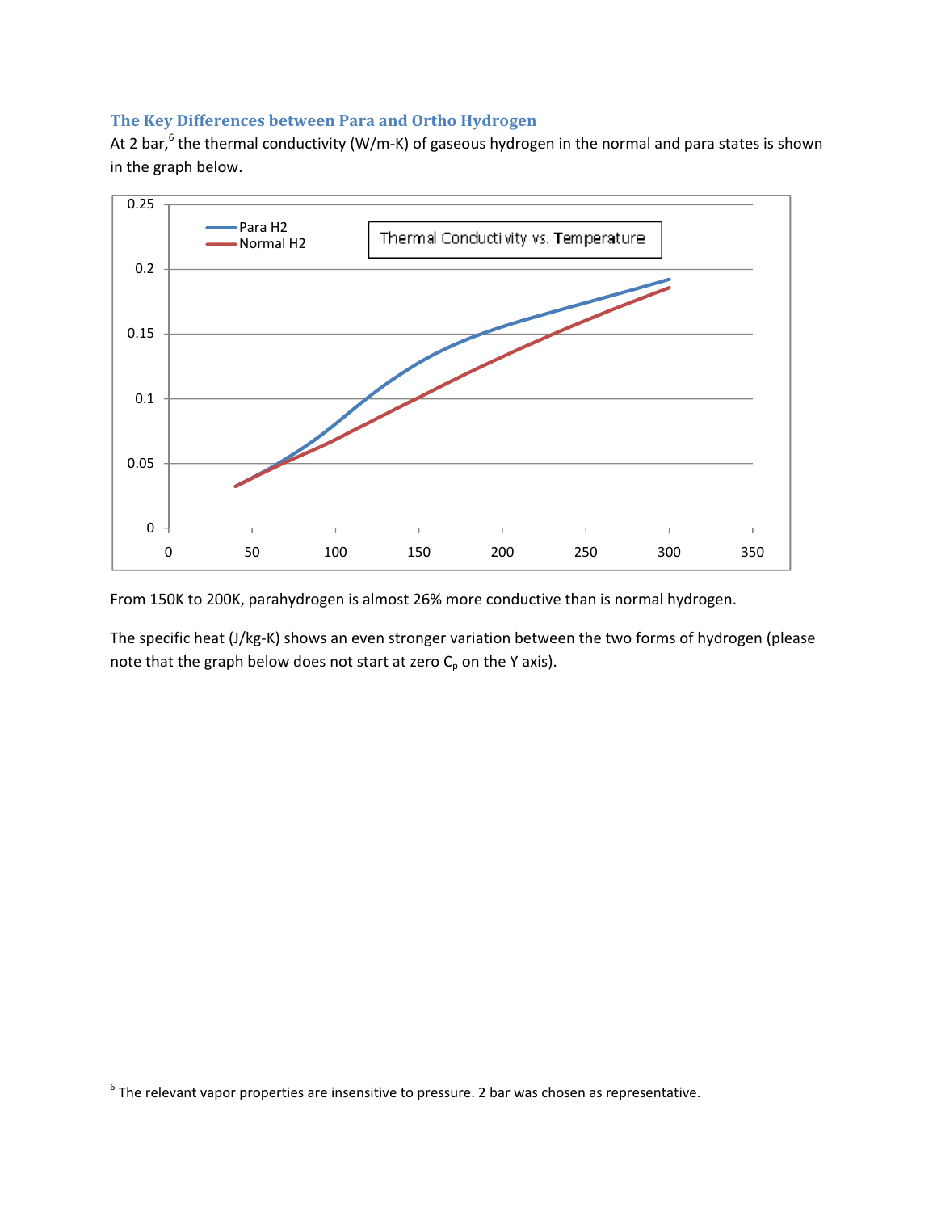## The Key Differences between Para and Ortho Hydrogen

At 2 bar,[6] the thermal conductivity (W/m-K) of gaseous hydrogen in the normal and para states is shown in the graph below.

From 150K to 200K, parahydrogen is almost 26% more conductive than is normal hydrogen.

The specific heat (J/kg-K) shows an even stronger variation between the two forms of hydrogen (please note that the graph below does not start at zero $C_p$ on the Y axis).

[6] The relevant vapor properties are insensitive to pressure. 2 bar was chosen as representative.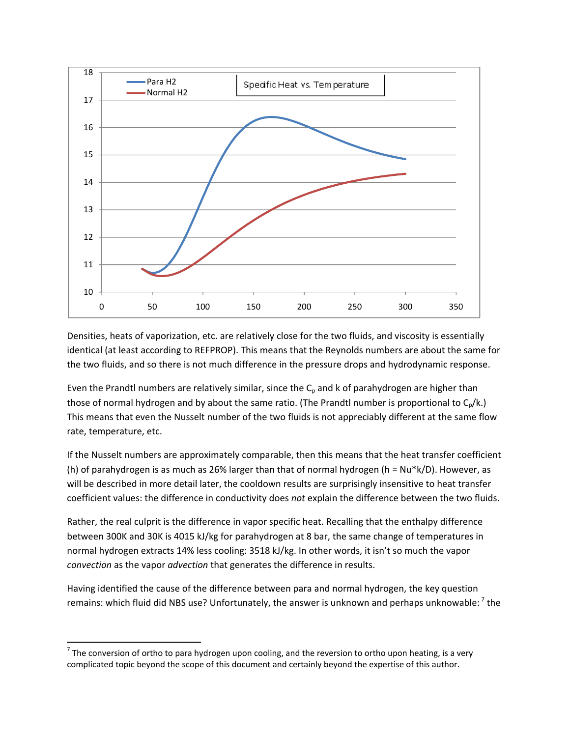Densities, heats of vaporization, etc. are relatively close for the two fluids, and viscosity is essentially identical (at least according to REFPROP). This means that the Reynolds numbers are about the same for the two fluids, and so there is not much difference in the pressure drops and hydrodynamic response.

Even the Prandtl numbers are relatively similar, since the $C_p$ and k of parahydrogen are higher than those of normal hydrogen and by about the same ratio. (The Prandtl number is proportional to $C_p/k$.) This means that even the Nusselt number of the two fluids is not appreciably different at the same flow rate, temperature, etc.

If the Nusselt numbers are approximately comparable, then this means that the heat transfer coefficient (h) of parahydrogen is as much as 26% larger than that of normal hydrogen (h = Nu*k/D). However, as will be described in more detail later, the cooldown results are surprisingly insensitive to heat transfer coefficient values: the difference in conductivity does *not* explain the difference between the two fluids.

Rather, the real culprit is the difference in vapor specific heat. Recalling that the enthalpy difference between 300K and 30K is 4015 kJ/kg for parahydrogen at 8 bar, the same change of temperatures in normal hydrogen extracts 14% less cooling: 3518 kJ/kg. In other words, it isn't so much the vapor *convection* as the vapor *advection* that generates the difference in results.

Having identified the cause of the difference between para and normal hydrogen, the key question remains: which fluid did NBS use? Unfortunately, the answer is unknown and perhaps unknowable:[7] the

[7] The conversion of ortho to para hydrogen upon cooling, and the reversion to ortho upon heating, is a very complicated topic beyond the scope of this document and certainly beyond the expertise of this author.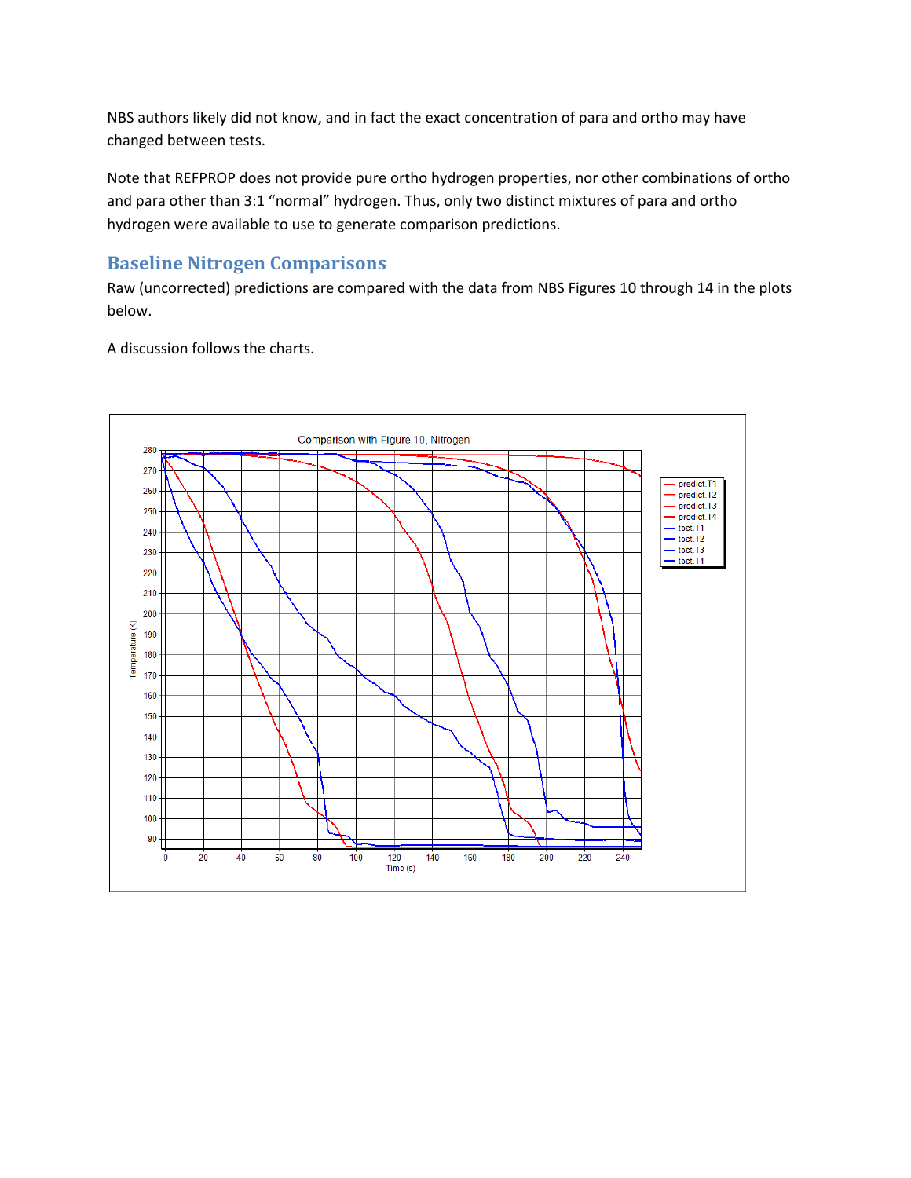NBS authors likely did not know, and in fact the exact concentration of para and ortho may have changed between tests.

Note that REFPROP does not provide pure ortho hydrogen properties, nor other combinations of ortho and para other than 3:1 “normal” hydrogen. Thus, only two distinct mixtures of para and ortho hydrogen were available to use to generate comparison predictions.

## Baseline Nitrogen Comparisons

Raw (uncorrected) predictions are compared with the data from NBS Figures 10 through 14 in the plots below.

A discussion follows the charts.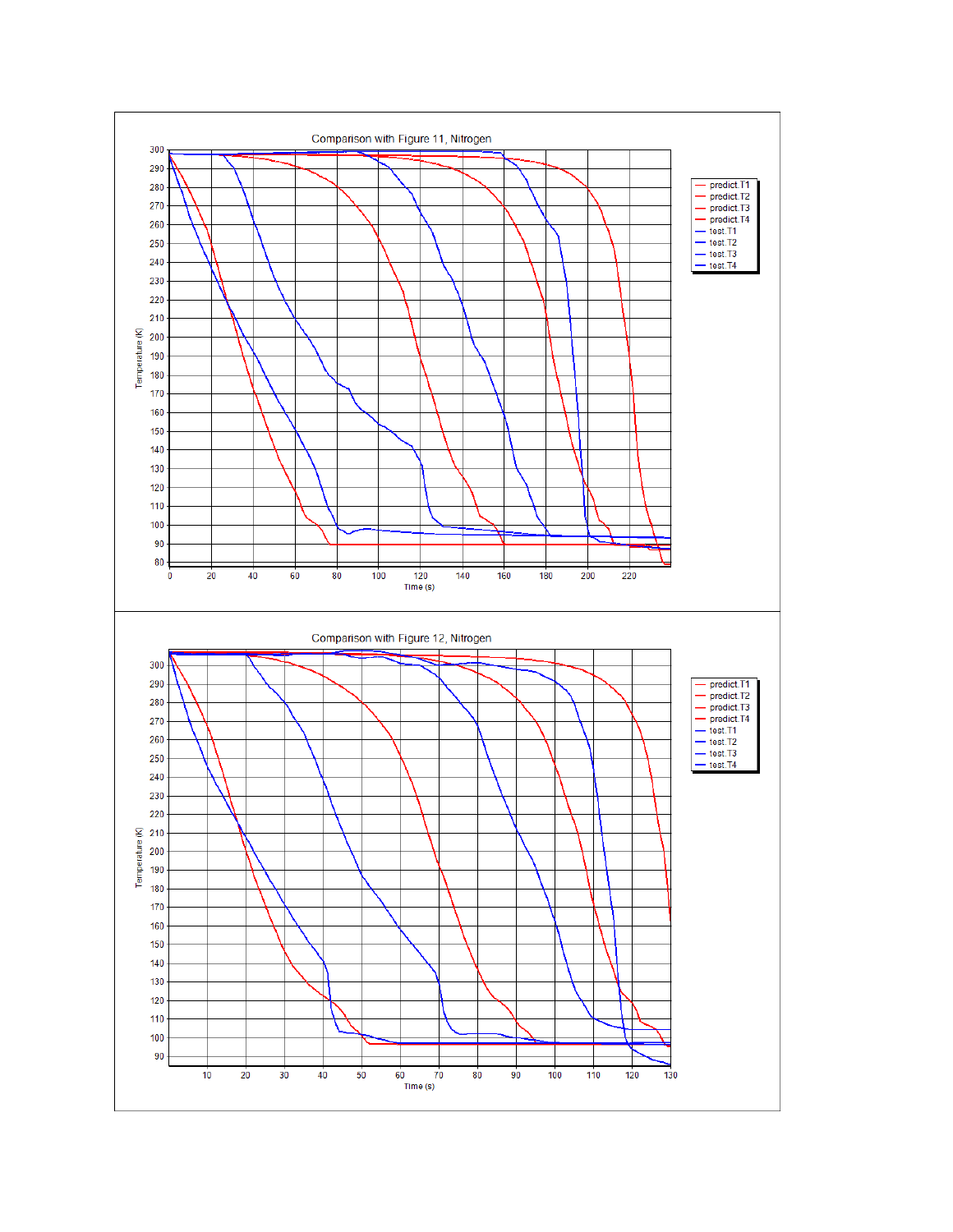Comparison with Figure 11, Nitrogen

Comparison with Figure 12, Nitrogen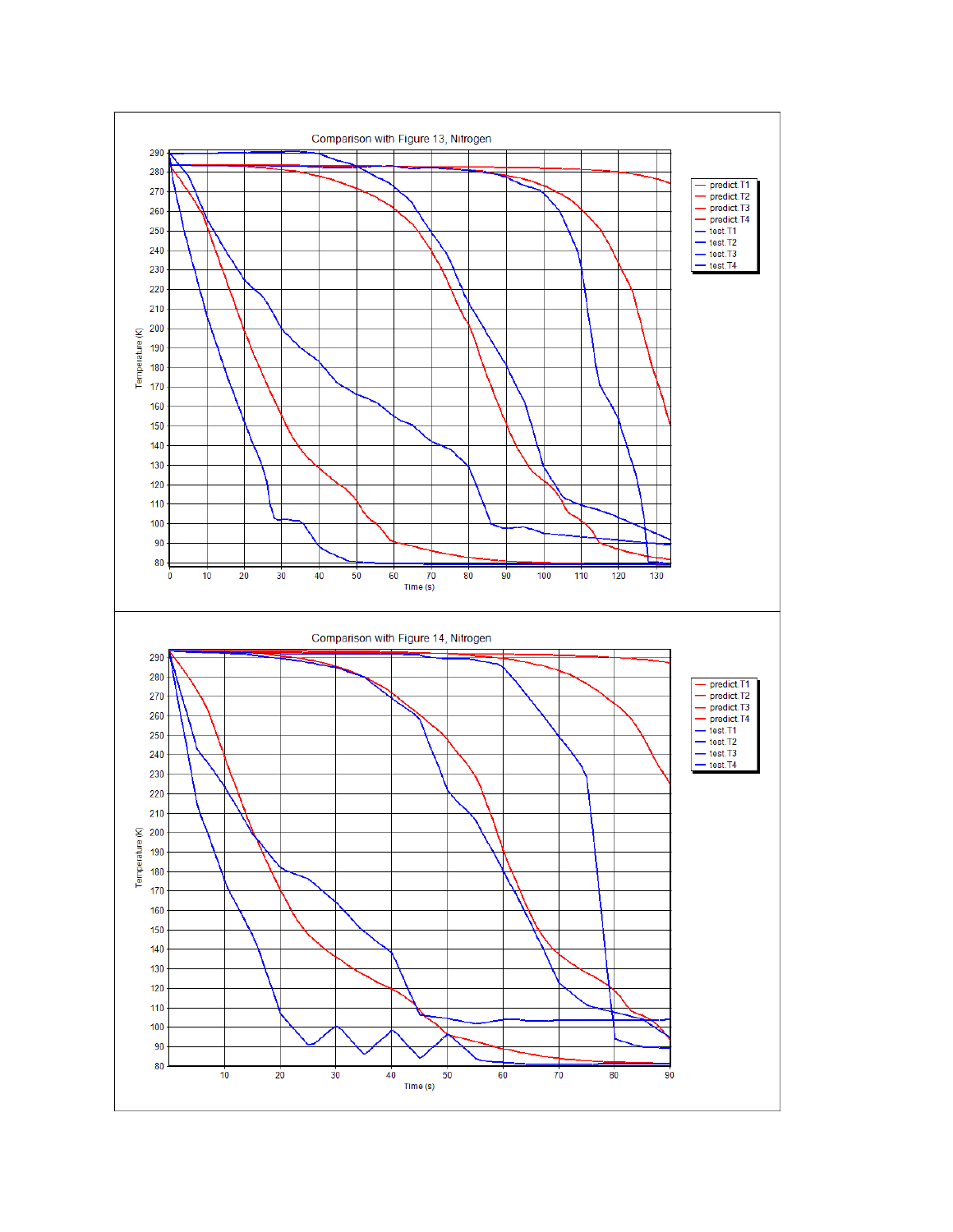Comparison with Figure 13, Nitrogen

Temperature (K)

Time (s)

predict.T1
predict.T2
predict.T3
predict.T4
test.T1
test.T2
test.T3
test.T4

Comparison with Figure 14, Nitrogen

Temperature (K)

Time (s)

predict.T1
predict.T2
predict.T3
predict.T4
test.T1
test.T2
test.T3
test.T4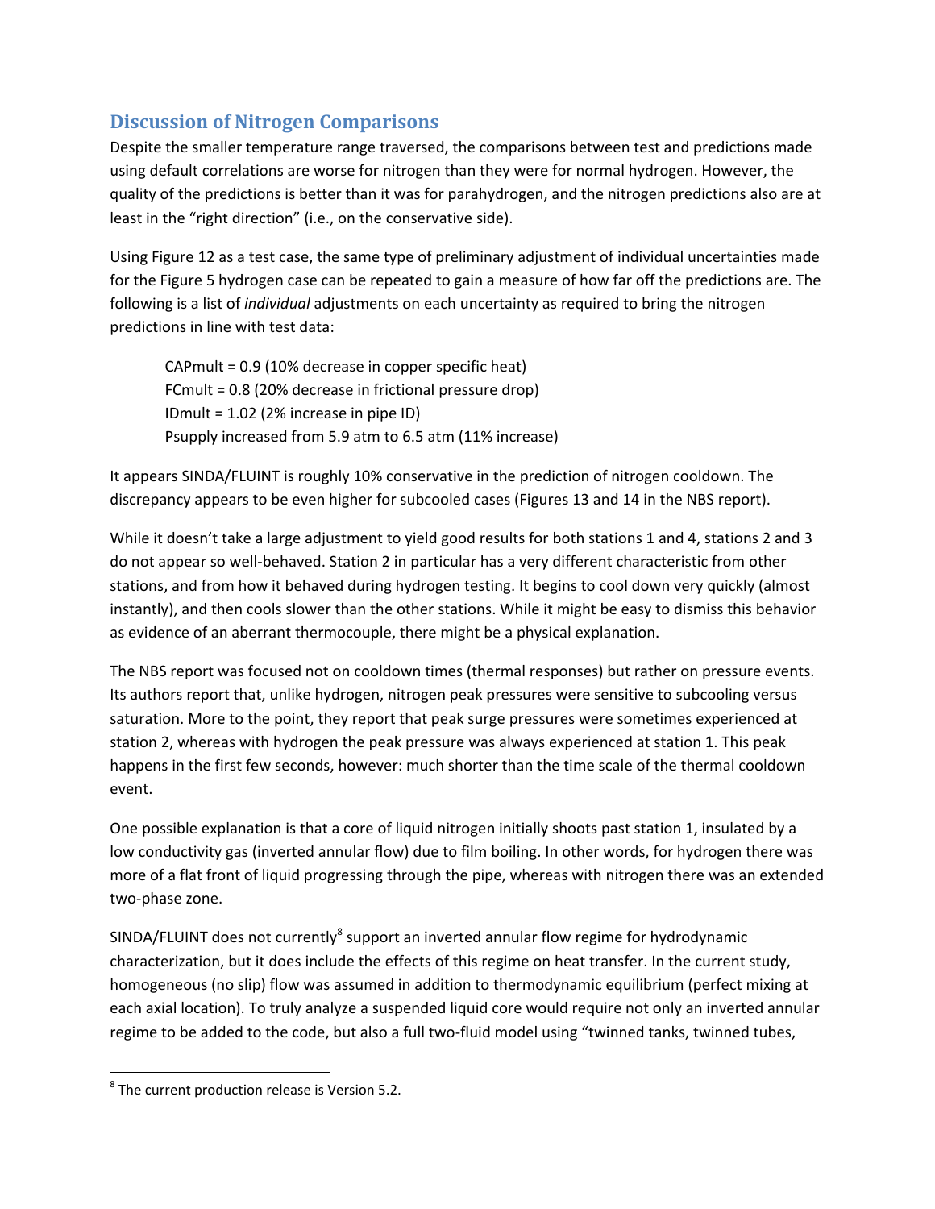## Discussion of Nitrogen Comparisons

Despite the smaller temperature range traversed, the comparisons between test and predictions made using default correlations are worse for nitrogen than they were for normal hydrogen. However, the quality of the predictions is better than it was for parahydrogen, and the nitrogen predictions also are at least in the "right direction" (i.e., on the conservative side).

Using Figure 12 as a test case, the same type of preliminary adjustment of individual uncertainties made for the Figure 5 hydrogen case can be repeated to gain a measure of how far off the predictions are. The following is a list of *individual* adjustments on each uncertainty as required to bring the nitrogen predictions in line with test data:

> CAPmult = 0.9 (10% decrease in copper specific heat)
> FCmult = 0.8 (20% decrease in frictional pressure drop)
> IDmult = 1.02 (2% increase in pipe ID)
> Psupply increased from 5.9 atm to 6.5 atm (11% increase)

It appears SINDA/FLUINT is roughly 10% conservative in the prediction of nitrogen cooldown. The discrepancy appears to be even higher for subcooled cases (Figures 13 and 14 in the NBS report).

While it doesn't take a large adjustment to yield good results for both stations 1 and 4, stations 2 and 3 do not appear so well-behaved. Station 2 in particular has a very different characteristic from other stations, and from how it behaved during hydrogen testing. It begins to cool down very quickly (almost instantly), and then cools slower than the other stations. While it might be easy to dismiss this behavior as evidence of an aberrant thermocouple, there might be a physical explanation.

The NBS report was focused not on cooldown times (thermal responses) but rather on pressure events. Its authors report that, unlike hydrogen, nitrogen peak pressures were sensitive to subcooling versus saturation. More to the point, they report that peak surge pressures were sometimes experienced at station 2, whereas with hydrogen the peak pressure was always experienced at station 1. This peak happens in the first few seconds, however: much shorter than the time scale of the thermal cooldown event.

One possible explanation is that a core of liquid nitrogen initially shoots past station 1, insulated by a low conductivity gas (inverted annular flow) due to film boiling. In other words, for hydrogen there was more of a flat front of liquid progressing through the pipe, whereas with nitrogen there was an extended two-phase zone.

SINDA/FLUINT does not currently[8] support an inverted annular flow regime for hydrodynamic characterization, but it does include the effects of this regime on heat transfer. In the current study, homogeneous (no slip) flow was assumed in addition to thermodynamic equilibrium (perfect mixing at each axial location). To truly analyze a suspended liquid core would require not only an inverted annular regime to be added to the code, but also a full two-fluid model using "twinned tanks, twinned tubes,

[8] The current production release is Version 5.2.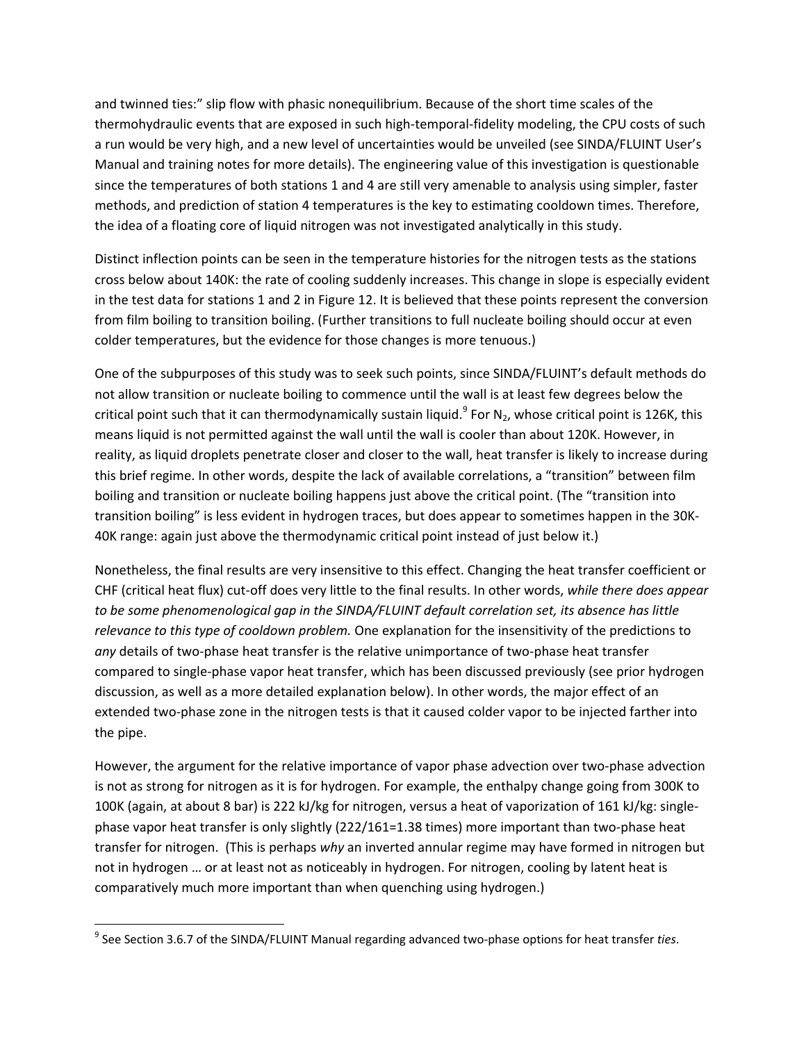and twinned ties:" slip flow with phasic nonequilibrium. Because of the short time scales of the thermohydraulic events that are exposed in such high-temporal-fidelity modeling, the CPU costs of such a run would be very high, and a new level of uncertainties would be unveiled (see SINDA/FLUINT User's Manual and training notes for more details). The engineering value of this investigation is questionable since the temperatures of both stations 1 and 4 are still very amenable to analysis using simpler, faster methods, and prediction of station 4 temperatures is the key to estimating cooldown times. Therefore, the idea of a floating core of liquid nitrogen was not investigated analytically in this study.

Distinct inflection points can be seen in the temperature histories for the nitrogen tests as the stations cross below about 140K: the rate of cooling suddenly increases. This change in slope is especially evident in the test data for stations 1 and 2 in Figure 12. It is believed that these points represent the conversion from film boiling to transition boiling. (Further transitions to full nucleate boiling should occur at even colder temperatures, but the evidence for those changes is more tenuous.)

One of the subpurposes of this study was to seek such points, since SINDA/FLUINT's default methods do not allow transition or nucleate boiling to commence until the wall is at least few degrees below the critical point such that it can thermodynamically sustain liquid.[9] For $N_2$, whose critical point is 126K, this means liquid is not permitted against the wall until the wall is cooler than about 120K. However, in reality, as liquid droplets penetrate closer and closer to the wall, heat transfer is likely to increase during this brief regime. In other words, despite the lack of available correlations, a "transition" between film boiling and transition or nucleate boiling happens just above the critical point. (The "transition into transition boiling" is less evident in hydrogen traces, but does appear to sometimes happen in the 30K-40K range: again just above the thermodynamic critical point instead of just below it.)

Nonetheless, the final results are very insensitive to this effect. Changing the heat transfer coefficient or CHF (critical heat flux) cut-off does very little to the final results. In other words, *while there does appear to be some phenomenological gap in the SINDA/FLUINT default correlation set, its absence has little relevance to this type of cooldown problem.* One explanation for the insensitivity of the predictions to *any* details of two-phase heat transfer is the relative unimportance of two-phase heat transfer compared to single-phase vapor heat transfer, which has been discussed previously (see prior hydrogen discussion, as well as a more detailed explanation below). In other words, the major effect of an extended two-phase zone in the nitrogen tests is that it caused colder vapor to be injected farther into the pipe.

However, the argument for the relative importance of vapor phase advection over two-phase advection is not as strong for nitrogen as it is for hydrogen. For example, the enthalpy change going from 300K to 100K (again, at about 8 bar) is 222 kJ/kg for nitrogen, versus a heat of vaporization of 161 kJ/kg: single-phase vapor heat transfer is only slightly (222/161=1.38 times) more important than two-phase heat transfer for nitrogen. (This is perhaps *why* an inverted annular regime may have formed in nitrogen but not in hydrogen … or at least not as noticeably in hydrogen. For nitrogen, cooling by latent heat is comparatively much more important than when quenching using hydrogen.)

---

[9] See Section 3.6.7 of the SINDA/FLUINT Manual regarding advanced two-phase options for heat transfer *ties*.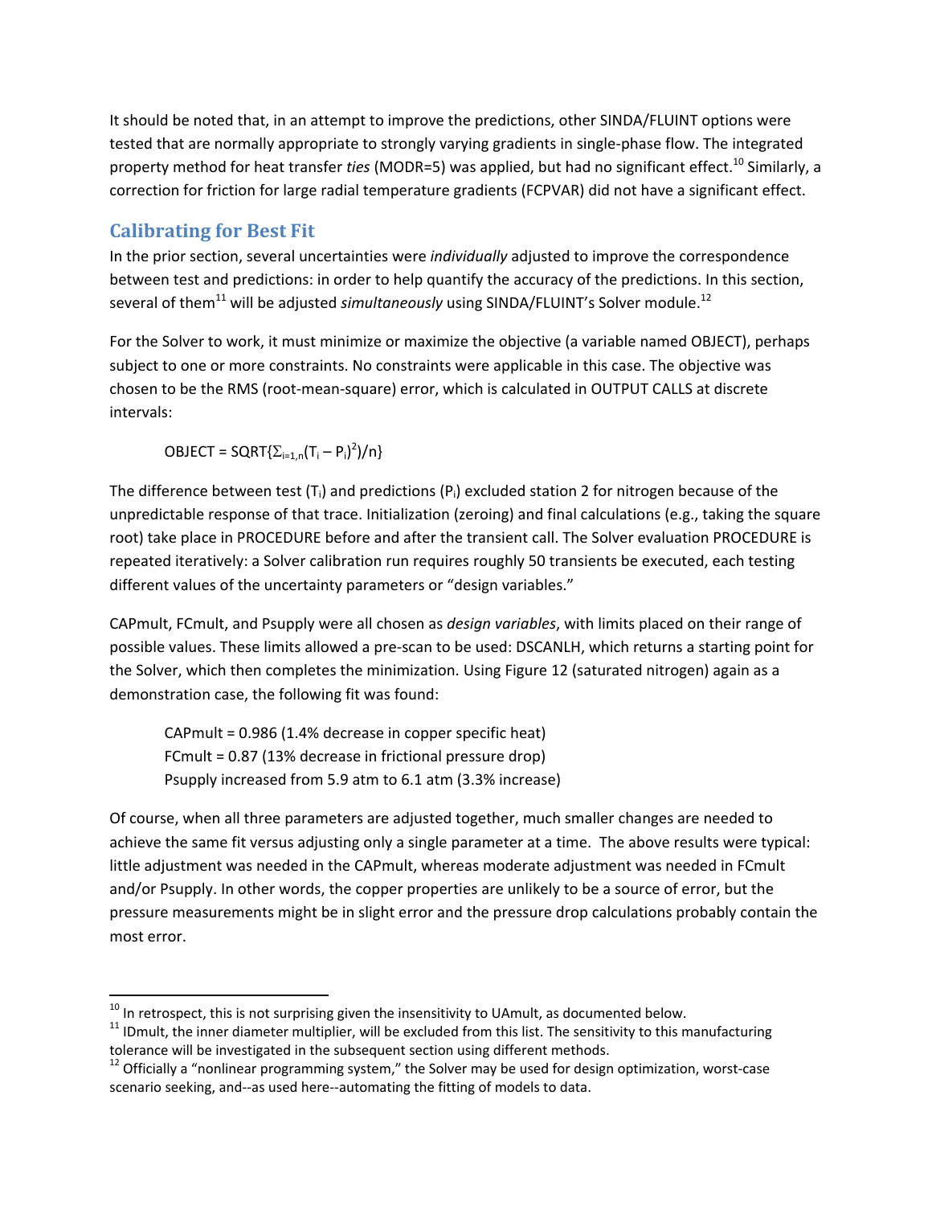It should be noted that, in an attempt to improve the predictions, other SINDA/FLUINT options were tested that are normally appropriate to strongly varying gradients in single-phase flow. The integrated property method for heat transfer *ties* (MODR=5) was applied, but had no significant effect.[10] Similarly, a correction for friction for large radial temperature gradients (FCPVAR) did not have a significant effect.

## Calibrating for Best Fit

In the prior section, several uncertainties were *individually* adjusted to improve the correspondence between test and predictions: in order to help quantify the accuracy of the predictions. In this section, several of them[11] will be adjusted *simultaneously* using SINDA/FLUINT's Solver module.[12]

For the Solver to work, it must minimize or maximize the objective (a variable named OBJECT), perhaps subject to one or more constraints. No constraints were applicable in this case. The objective was chosen to be the RMS (root-mean-square) error, which is calculated in OUTPUT CALLS at discrete intervals:

$$\text{OBJECT} = \text{SQRT}\{\Sigma_{i=1,n}(T_i - P_i)^2)/n\}$$

The difference between test ($T_i$) and predictions ($P_i$) excluded station 2 for nitrogen because of the unpredictable response of that trace. Initialization (zeroing) and final calculations (e.g., taking the square root) take place in PROCEDURE before and after the transient call. The Solver evaluation PROCEDURE is repeated iteratively: a Solver calibration run requires roughly 50 transients be executed, each testing different values of the uncertainty parameters or "design variables."

CAPmult, FCmult, and Psupply were all chosen as *design variables*, with limits placed on their range of possible values. These limits allowed a pre-scan to be used: DSCANLH, which returns a starting point for the Solver, which then completes the minimization. Using Figure 12 (saturated nitrogen) again as a demonstration case, the following fit was found:

> CAPmult = 0.986 (1.4% decrease in copper specific heat)
> FCmult = 0.87 (13% decrease in frictional pressure drop)
> Psupply increased from 5.9 atm to 6.1 atm (3.3% increase)

Of course, when all three parameters are adjusted together, much smaller changes are needed to achieve the same fit versus adjusting only a single parameter at a time. The above results were typical: little adjustment was needed in the CAPmult, whereas moderate adjustment was needed in FCmult and/or Psupply. In other words, the copper properties are unlikely to be a source of error, but the pressure measurements might be in slight error and the pressure drop calculations probably contain the most error.

---

[10] In retrospect, this is not surprising given the insensitivity to UAmult, as documented below.

[11] IDmult, the inner diameter multiplier, will be excluded from this list. The sensitivity to this manufacturing tolerance will be investigated in the subsequent section using different methods.

[12] Officially a "nonlinear programming system," the Solver may be used for design optimization, worst-case scenario seeking, and--as used here--automating the fitting of models to data.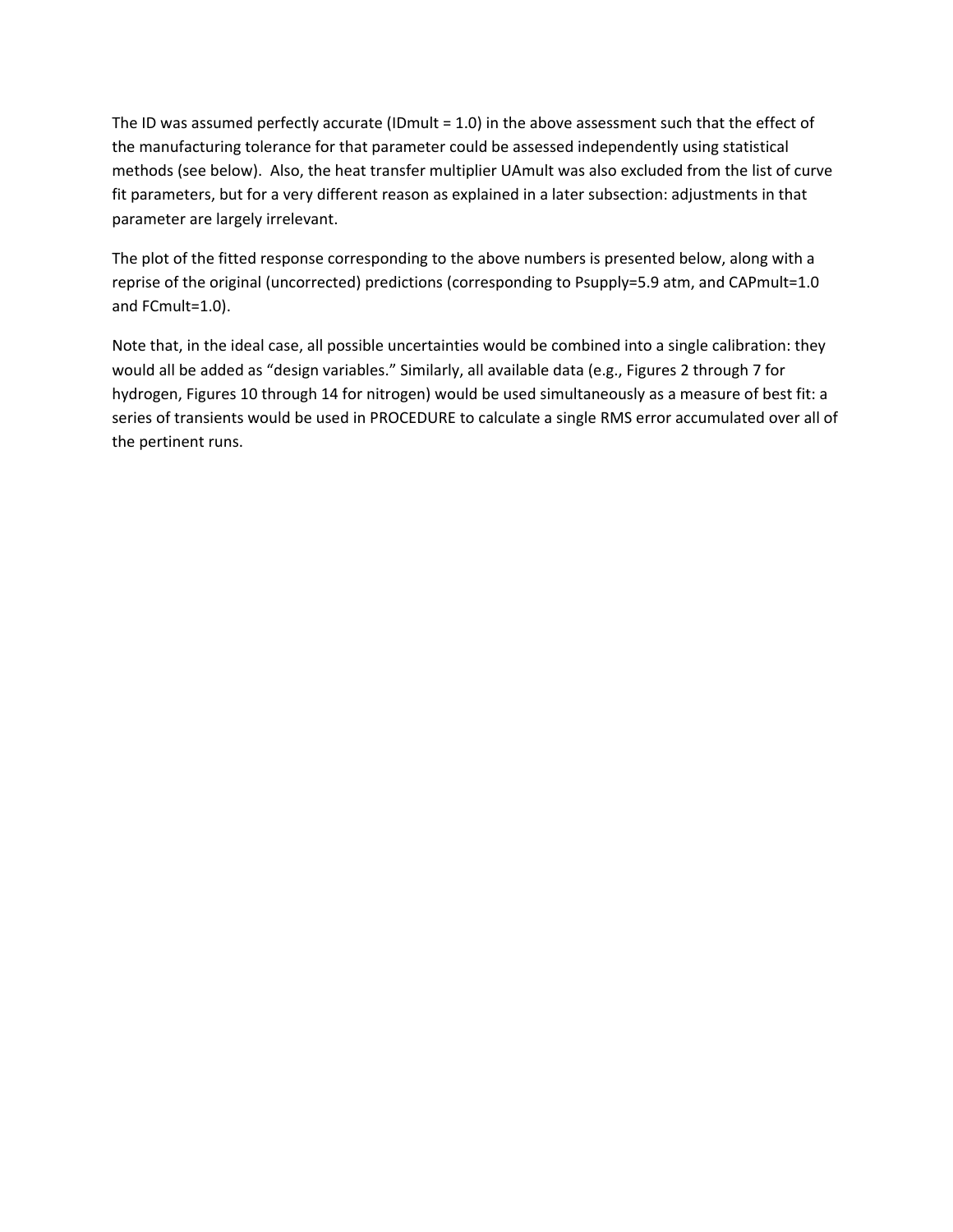The ID was assumed perfectly accurate (IDmult = 1.0) in the above assessment such that the effect of the manufacturing tolerance for that parameter could be assessed independently using statistical methods (see below). Also, the heat transfer multiplier UAmult was also excluded from the list of curve fit parameters, but for a very different reason as explained in a later subsection: adjustments in that parameter are largely irrelevant.

The plot of the fitted response corresponding to the above numbers is presented below, along with a reprise of the original (uncorrected) predictions (corresponding to Psupply=5.9 atm, and CAPmult=1.0 and FCmult=1.0).

Note that, in the ideal case, all possible uncertainties would be combined into a single calibration: they would all be added as "design variables." Similarly, all available data (e.g., Figures 2 through 7 for hydrogen, Figures 10 through 14 for nitrogen) would be used simultaneously as a measure of best fit: a series of transients would be used in PROCEDURE to calculate a single RMS error accumulated over all of the pertinent runs.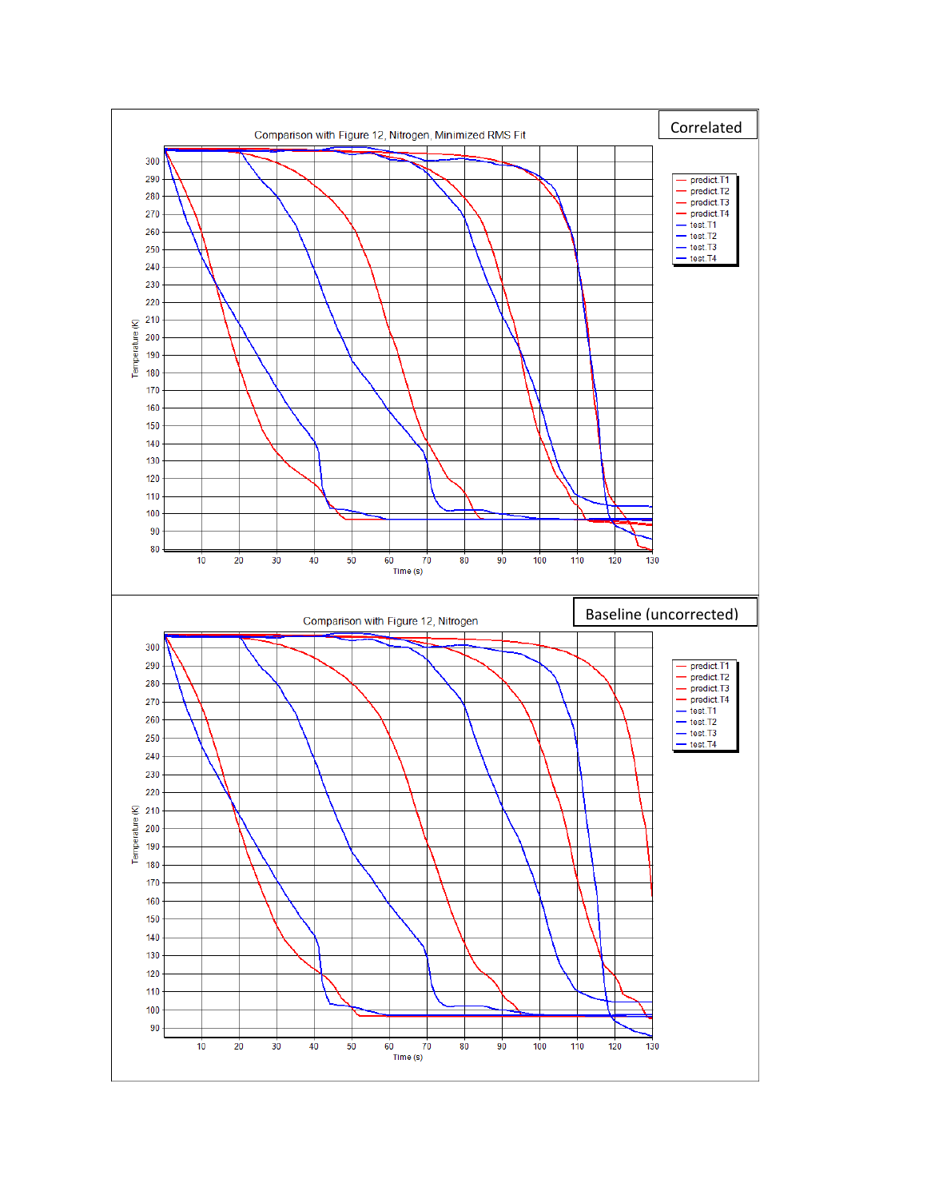Correlated

Comparison with Figure 12, Nitrogen, Minimized RMS Fit

Baseline (uncorrected)

Comparison with Figure 12, Nitrogen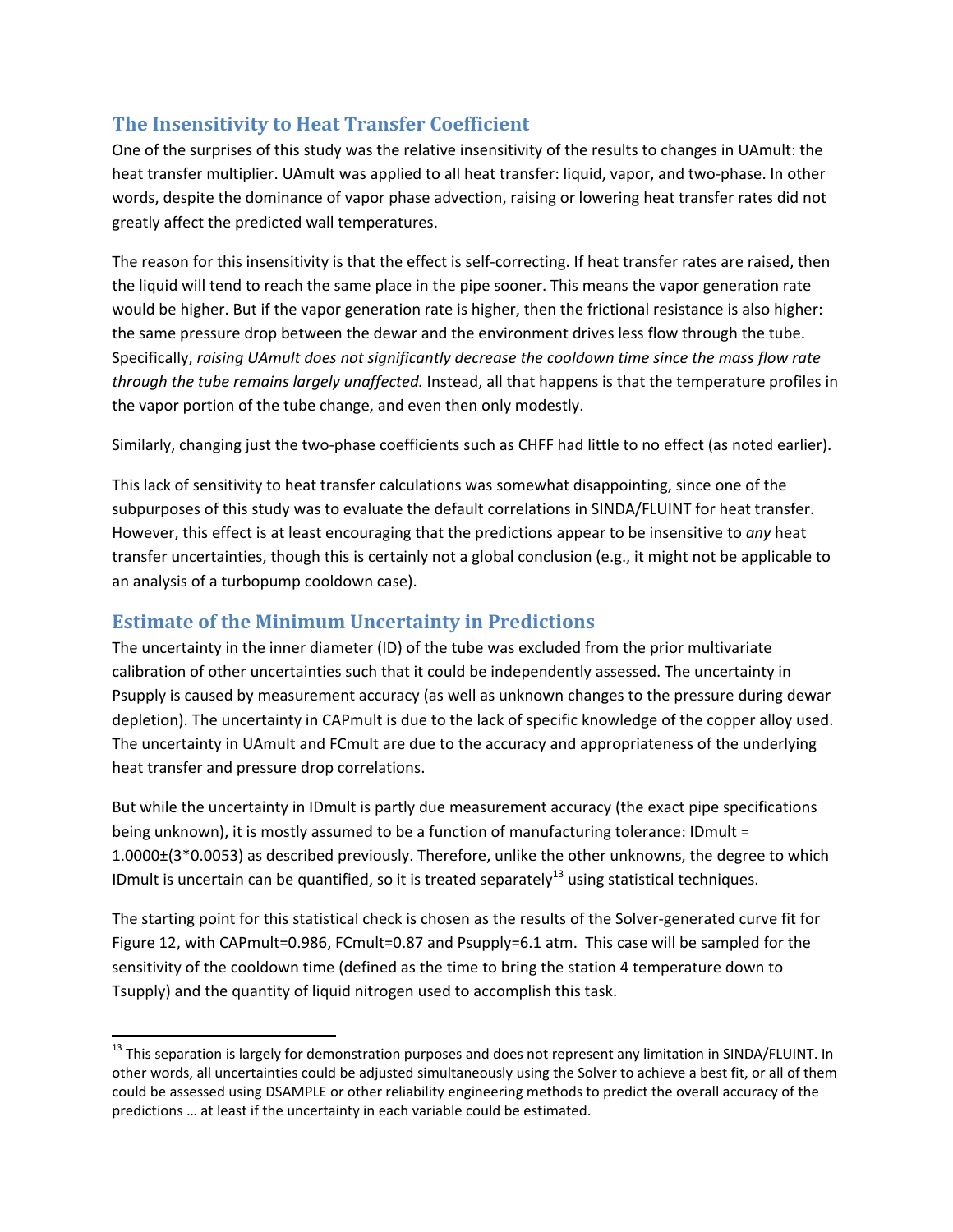## The Insensitivity to Heat Transfer Coefficient

One of the surprises of this study was the relative insensitivity of the results to changes in UAmult: the heat transfer multiplier. UAmult was applied to all heat transfer: liquid, vapor, and two-phase. In other words, despite the dominance of vapor phase advection, raising or lowering heat transfer rates did not greatly affect the predicted wall temperatures.

The reason for this insensitivity is that the effect is self-correcting. If heat transfer rates are raised, then the liquid will tend to reach the same place in the pipe sooner. This means the vapor generation rate would be higher. But if the vapor generation rate is higher, then the frictional resistance is also higher: the same pressure drop between the dewar and the environment drives less flow through the tube. Specifically, *raising UAmult does not significantly decrease the cooldown time since the mass flow rate through the tube remains largely unaffected.* Instead, all that happens is that the temperature profiles in the vapor portion of the tube change, and even then only modestly.

Similarly, changing just the two-phase coefficients such as CHFF had little to no effect (as noted earlier).

This lack of sensitivity to heat transfer calculations was somewhat disappointing, since one of the subpurposes of this study was to evaluate the default correlations in SINDA/FLUINT for heat transfer. However, this effect is at least encouraging that the predictions appear to be insensitive to *any* heat transfer uncertainties, though this is certainly not a global conclusion (e.g., it might not be applicable to an analysis of a turbopump cooldown case).

## Estimate of the Minimum Uncertainty in Predictions

The uncertainty in the inner diameter (ID) of the tube was excluded from the prior multivariate calibration of other uncertainties such that it could be independently assessed. The uncertainty in Psupply is caused by measurement accuracy (as well as unknown changes to the pressure during dewar depletion). The uncertainty in CAPmult is due to the lack of specific knowledge of the copper alloy used. The uncertainty in UAmult and FCmult are due to the accuracy and appropriateness of the underlying heat transfer and pressure drop correlations.

But while the uncertainty in IDmult is partly due measurement accuracy (the exact pipe specifications being unknown), it is mostly assumed to be a function of manufacturing tolerance: IDmult = 1.0000±(3*0.0053) as described previously. Therefore, unlike the other unknowns, the degree to which IDmult is uncertain can be quantified, so it is treated separately[13] using statistical techniques.

The starting point for this statistical check is chosen as the results of the Solver-generated curve fit for Figure 12, with CAPmult=0.986, FCmult=0.87 and Psupply=6.1 atm. This case will be sampled for the sensitivity of the cooldown time (defined as the time to bring the station 4 temperature down to Tsupply) and the quantity of liquid nitrogen used to accomplish this task.

---

[13] This separation is largely for demonstration purposes and does not represent any limitation in SINDA/FLUINT. In other words, all uncertainties could be adjusted simultaneously using the Solver to achieve a best fit, or all of them could be assessed using DSAMPLE or other reliability engineering methods to predict the overall accuracy of the predictions … at least if the uncertainty in each variable could be estimated.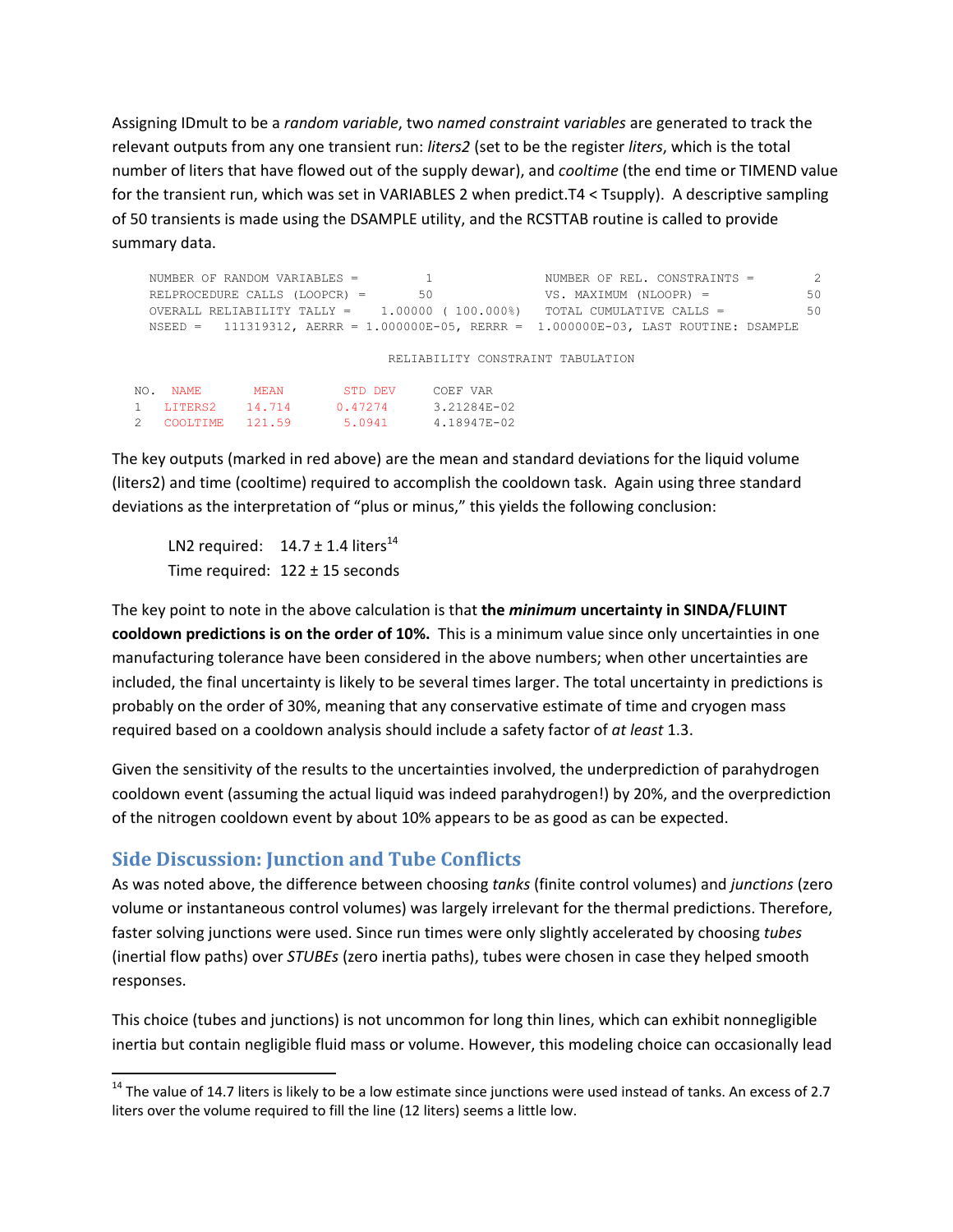Assigning IDmult to be a *random variable*, two *named constraint variables* are generated to track the relevant outputs from any one transient run: *liters2* (set to be the register *liters*, which is the total number of liters that have flowed out of the supply dewar), and *cooltime* (the end time or TIMEND value for the transient run, which was set in VARIABLES 2 when predict.T4 < Tsupply). A descriptive sampling of 50 transients is made using the DSAMPLE utility, and the RCSTTAB routine is called to provide summary data.

```
NUMBER OF RANDOM VARIABLES =         1               NUMBER OF REL. CONSTRAINTS =        2
RELPROCEDURE CALLS (LOOPCR) =       50               VS. MAXIMUM (NLOOPR) =             50
OVERALL RELIABILITY TALLY =    1.00000 ( 100.000%)   TOTAL CUMULATIVE CALLS =           50
NSEED =   111319312, AERRR = 1.000000E-05, RERRR =  1.000000E-03, LAST ROUTINE: DSAMPLE

                               RELIABILITY CONSTRAINT TABULATION

NO.  NAME       MEAN       STD DEV      COEF VAR
 1   LITERS2    14.714     0.47274      3.21284E-02
 2   COOLTIME   121.59      5.0941      4.18947E-02
```

The key outputs (marked in red above) are the mean and standard deviations for the liquid volume (liters2) and time (cooltime) required to accomplish the cooldown task. Again using three standard deviations as the interpretation of "plus or minus," this yields the following conclusion:

LN2 required: $14.7 \pm 1.4$ liters[14]
Time required: $122 \pm 15$ seconds

The key point to note in the above calculation is that **the *minimum* uncertainty in SINDA/FLUINT cooldown predictions is on the order of 10%.** This is a minimum value since only uncertainties in one manufacturing tolerance have been considered in the above numbers; when other uncertainties are included, the final uncertainty is likely to be several times larger. The total uncertainty in predictions is probably on the order of 30%, meaning that any conservative estimate of time and cryogen mass required based on a cooldown analysis should include a safety factor of *at least* 1.3.

Given the sensitivity of the results to the uncertainties involved, the underprediction of parahydrogen cooldown event (assuming the actual liquid was indeed parahydrogen!) by 20%, and the overprediction of the nitrogen cooldown event by about 10% appears to be as good as can be expected.

## Side Discussion: Junction and Tube Conflicts

As was noted above, the difference between choosing *tanks* (finite control volumes) and *junctions* (zero volume or instantaneous control volumes) was largely irrelevant for the thermal predictions. Therefore, faster solving junctions were used. Since run times were only slightly accelerated by choosing *tubes* (inertial flow paths) over *STUBEs* (zero inertia paths), tubes were chosen in case they helped smooth responses.

This choice (tubes and junctions) is not uncommon for long thin lines, which can exhibit nonnegligible inertia but contain negligible fluid mass or volume. However, this modeling choice can occasionally lead

[14] The value of 14.7 liters is likely to be a low estimate since junctions were used instead of tanks. An excess of 2.7 liters over the volume required to fill the line (12 liters) seems a little low.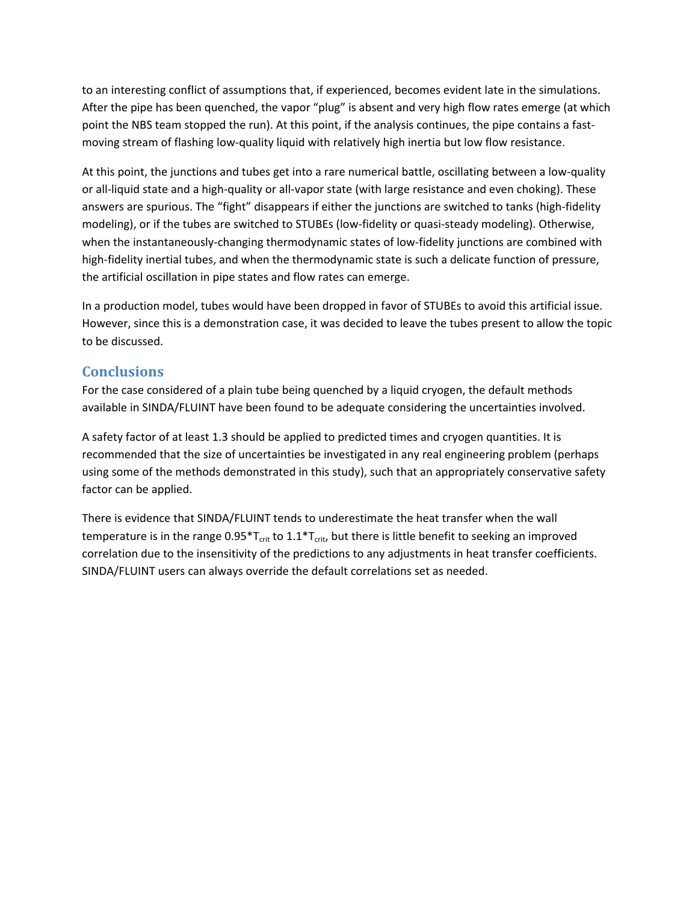to an interesting conflict of assumptions that, if experienced, becomes evident late in the simulations. After the pipe has been quenched, the vapor "plug" is absent and very high flow rates emerge (at which point the NBS team stopped the run). At this point, if the analysis continues, the pipe contains a fast-moving stream of flashing low-quality liquid with relatively high inertia but low flow resistance.

At this point, the junctions and tubes get into a rare numerical battle, oscillating between a low-quality or all-liquid state and a high-quality or all-vapor state (with large resistance and even choking). These answers are spurious. The "fight" disappears if either the junctions are switched to tanks (high-fidelity modeling), or if the tubes are switched to STUBEs (low-fidelity or quasi-steady modeling). Otherwise, when the instantaneously-changing thermodynamic states of low-fidelity junctions are combined with high-fidelity inertial tubes, and when the thermodynamic state is such a delicate function of pressure, the artificial oscillation in pipe states and flow rates can emerge.

In a production model, tubes would have been dropped in favor of STUBEs to avoid this artificial issue. However, since this is a demonstration case, it was decided to leave the tubes present to allow the topic to be discussed.

## Conclusions

For the case considered of a plain tube being quenched by a liquid cryogen, the default methods available in SINDA/FLUINT have been found to be adequate considering the uncertainties involved.

A safety factor of at least 1.3 should be applied to predicted times and cryogen quantities. It is recommended that the size of uncertainties be investigated in any real engineering problem (perhaps using some of the methods demonstrated in this study), such that an appropriately conservative safety factor can be applied.

There is evidence that SINDA/FLUINT tends to underestimate the heat transfer when the wall temperature is in the range $0.95*T_{crit}$ to $1.1*T_{crit}$, but there is little benefit to seeking an improved correlation due to the insensitivity of the predictions to any adjustments in heat transfer coefficients. SINDA/FLUINT users can always override the default correlations set as needed.